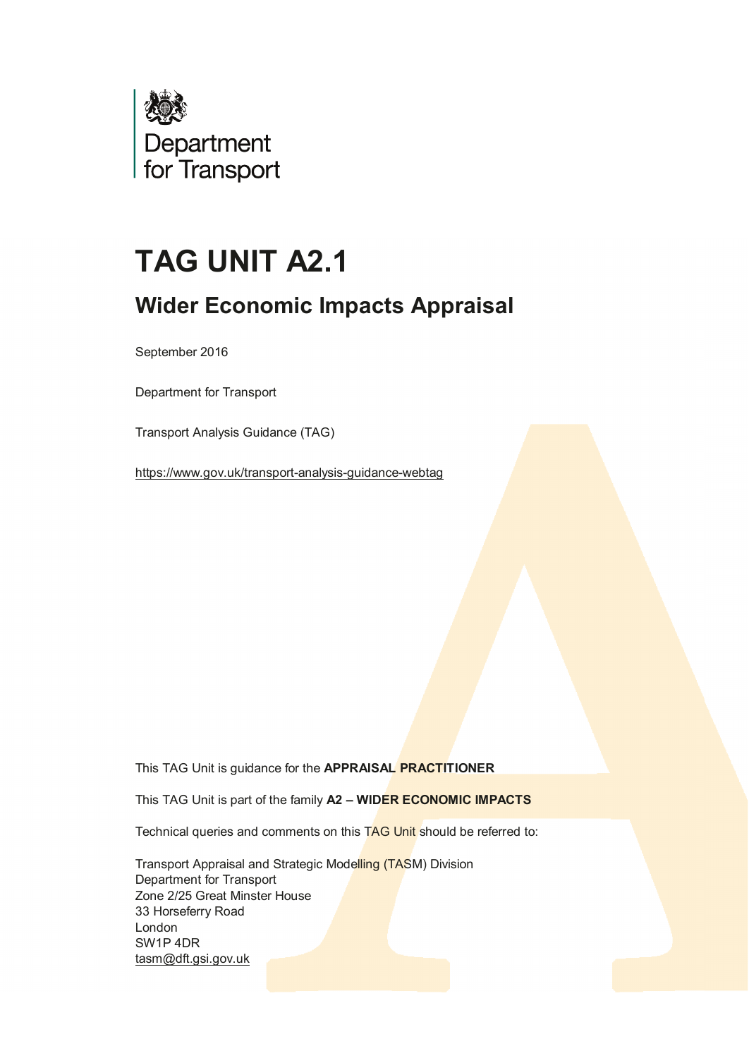Department for Transport

# TAG UNIT A2.1

## Wider Economic Impacts Appraisal

September 2016

Department for Transport

Transport Analysis Guidance (TAG)

https://www.gov.uk/transport-analysis-guidance-webtag

This TAG Unit is guidance for the **APPRAISAL PRACTITIONER**

This TAG Unit is part of the family **A2 – WIDER ECONOMIC IMPACTS**

Technical queries and comments on this TAG Unit should be referred to:

Transport Appraisal and Strategic Modelling (TASM) Division
Department for Transport
Zone 2/25 Great Minster House
33 Horseferry Road
London
SW1P 4DR
tasm@dft.gsi.gov.uk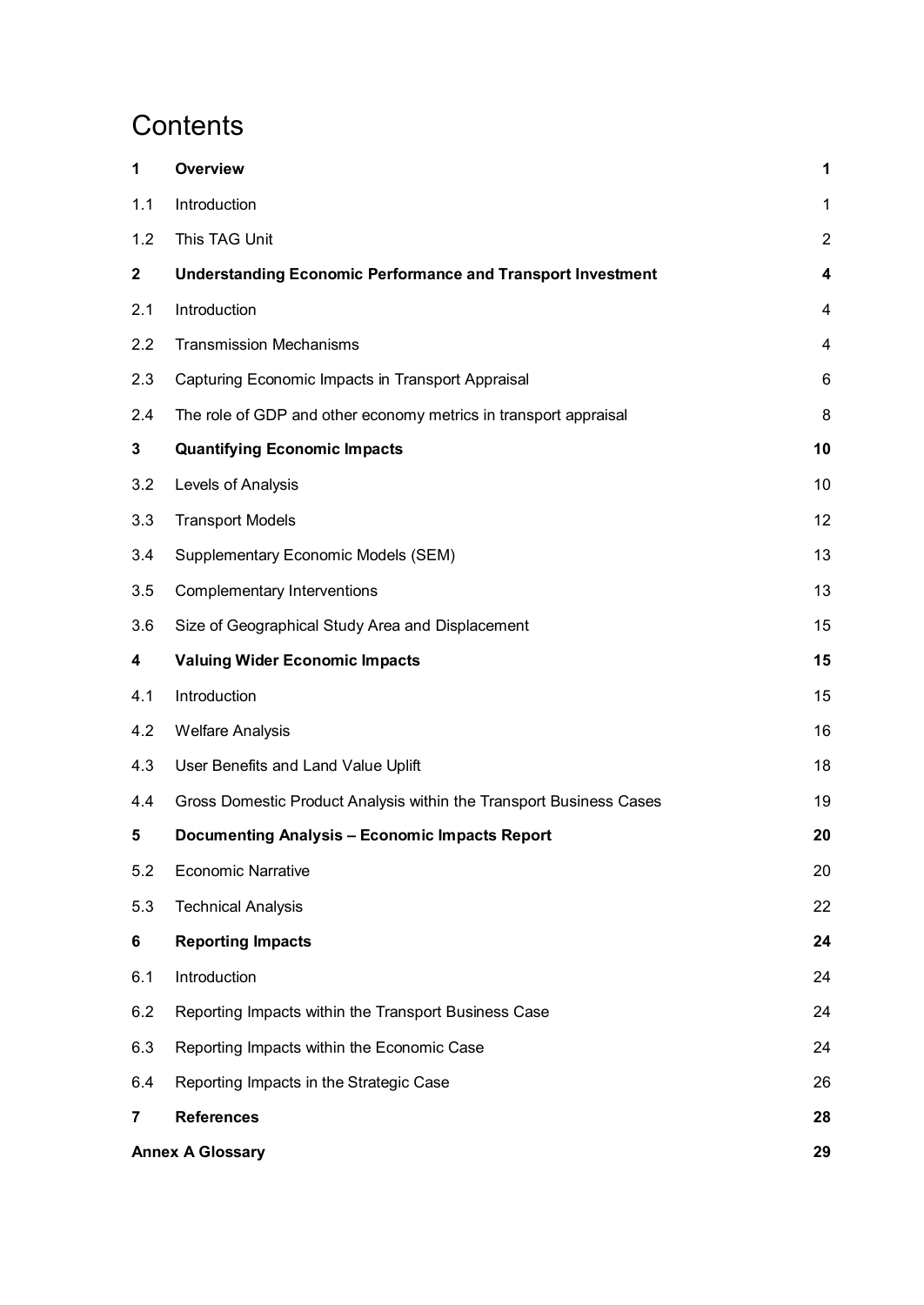# Contents

| | | |
|---|---|---|
| **1** | **Overview** | **1** |
| 1.1 | Introduction | 1 |
| 1.2 | This TAG Unit | 2 |
| **2** | **Understanding Economic Performance and Transport Investment** | **4** |
| 2.1 | Introduction | 4 |
| 2.2 | Transmission Mechanisms | 4 |
| 2.3 | Capturing Economic Impacts in Transport Appraisal | 6 |
| 2.4 | The role of GDP and other economy metrics in transport appraisal | 8 |
| **3** | **Quantifying Economic Impacts** | **10** |
| 3.2 | Levels of Analysis | 10 |
| 3.3 | Transport Models | 12 |
| 3.4 | Supplementary Economic Models (SEM) | 13 |
| 3.5 | Complementary Interventions | 13 |
| 3.6 | Size of Geographical Study Area and Displacement | 15 |
| **4** | **Valuing Wider Economic Impacts** | **15** |
| 4.1 | Introduction | 15 |
| 4.2 | Welfare Analysis | 16 |
| 4.3 | User Benefits and Land Value Uplift | 18 |
| 4.4 | Gross Domestic Product Analysis within the Transport Business Cases | 19 |
| **5** | **Documenting Analysis – Economic Impacts Report** | **20** |
| 5.2 | Economic Narrative | 20 |
| 5.3 | Technical Analysis | 22 |
| **6** | **Reporting Impacts** | **24** |
| 6.1 | Introduction | 24 |
| 6.2 | Reporting Impacts within the Transport Business Case | 24 |
| 6.3 | Reporting Impacts within the Economic Case | 24 |
| 6.4 | Reporting Impacts in the Strategic Case | 26 |
| **7** | **References** | **28** |
| **Annex A Glossary** | | **29** |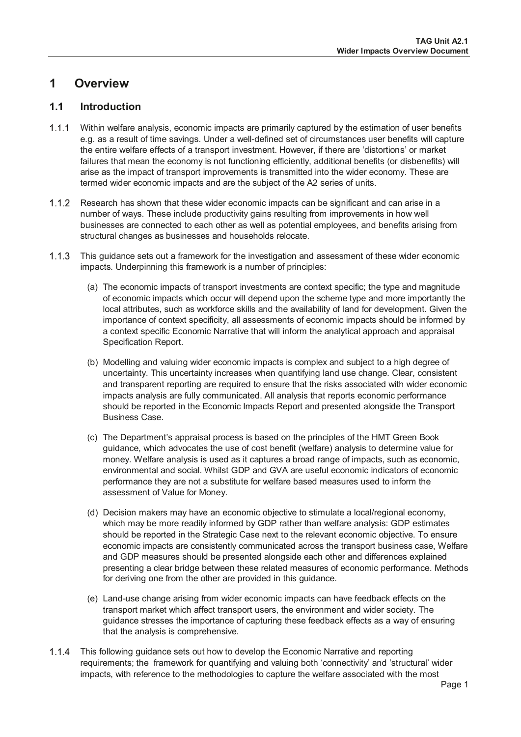# 1 Overview

## 1.1 Introduction

1.1.1 Within welfare analysis, economic impacts are primarily captured by the estimation of user benefits e.g. as a result of time savings. Under a well-defined set of circumstances user benefits will capture the entire welfare effects of a transport investment. However, if there are 'distortions' or market failures that mean the economy is not functioning efficiently, additional benefits (or disbenefits) will arise as the impact of transport improvements is transmitted into the wider economy. These are termed wider economic impacts and are the subject of the A2 series of units.

1.1.2 Research has shown that these wider economic impacts can be significant and can arise in a number of ways. These include productivity gains resulting from improvements in how well businesses are connected to each other as well as potential employees, and benefits arising from structural changes as businesses and households relocate.

1.1.3 This guidance sets out a framework for the investigation and assessment of these wider economic impacts. Underpinning this framework is a number of principles:

(a) The economic impacts of transport investments are context specific; the type and magnitude of economic impacts which occur will depend upon the scheme type and more importantly the local attributes, such as workforce skills and the availability of land for development. Given the importance of context specificity, all assessments of economic impacts should be informed by a context specific Economic Narrative that will inform the analytical approach and appraisal Specification Report.

(b) Modelling and valuing wider economic impacts is complex and subject to a high degree of uncertainty. This uncertainty increases when quantifying land use change. Clear, consistent and transparent reporting are required to ensure that the risks associated with wider economic impacts analysis are fully communicated. All analysis that reports economic performance should be reported in the Economic Impacts Report and presented alongside the Transport Business Case.

(c) The Department's appraisal process is based on the principles of the HMT Green Book guidance, which advocates the use of cost benefit (welfare) analysis to determine value for money. Welfare analysis is used as it captures a broad range of impacts, such as economic, environmental and social. Whilst GDP and GVA are useful economic indicators of economic performance they are not a substitute for welfare based measures used to inform the assessment of Value for Money.

(d) Decision makers may have an economic objective to stimulate a local/regional economy, which may be more readily informed by GDP rather than welfare analysis: GDP estimates should be reported in the Strategic Case next to the relevant economic objective. To ensure economic impacts are consistently communicated across the transport business case, Welfare and GDP measures should be presented alongside each other and differences explained presenting a clear bridge between these related measures of economic performance. Methods for deriving one from the other are provided in this guidance.

(e) Land-use change arising from wider economic impacts can have feedback effects on the transport market which affect transport users, the environment and wider society. The guidance stresses the importance of capturing these feedback effects as a way of ensuring that the analysis is comprehensive.

1.1.4 This following guidance sets out how to develop the Economic Narrative and reporting requirements; the framework for quantifying and valuing both 'connectivity' and 'structural' wider impacts, with reference to the methodologies to capture the welfare associated with the most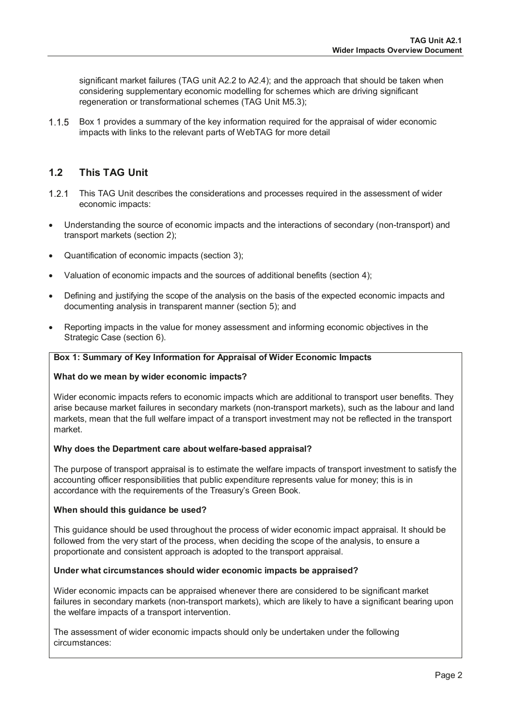significant market failures (TAG unit A2.2 to A2.4); and the approach that should be taken when considering supplementary economic modelling for schemes which are driving significant regeneration or transformational schemes (TAG Unit M5.3);

1.1.5 Box 1 provides a summary of the key information required for the appraisal of wider economic impacts with links to the relevant parts of WebTAG for more detail

## 1.2 This TAG Unit

1.2.1 This TAG Unit describes the considerations and processes required in the assessment of wider economic impacts:

- Understanding the source of economic impacts and the interactions of secondary (non-transport) and transport markets (section 2);
- Quantification of economic impacts (section 3);
- Valuation of economic impacts and the sources of additional benefits (section 4);
- Defining and justifying the scope of the analysis on the basis of the expected economic impacts and documenting analysis in transparent manner (section 5); and
- Reporting impacts in the value for money assessment and informing economic objectives in the Strategic Case (section 6).

**Box 1: Summary of Key Information for Appraisal of Wider Economic Impacts**

**What do we mean by wider economic impacts?**

Wider economic impacts refers to economic impacts which are additional to transport user benefits. They arise because market failures in secondary markets (non-transport markets), such as the labour and land markets, mean that the full welfare impact of a transport investment may not be reflected in the transport market.

**Why does the Department care about welfare-based appraisal?**

The purpose of transport appraisal is to estimate the welfare impacts of transport investment to satisfy the accounting officer responsibilities that public expenditure represents value for money; this is in accordance with the requirements of the Treasury's Green Book.

**When should this guidance be used?**

This guidance should be used throughout the process of wider economic impact appraisal. It should be followed from the very start of the process, when deciding the scope of the analysis, to ensure a proportionate and consistent approach is adopted to the transport appraisal.

**Under what circumstances should wider economic impacts be appraised?**

Wider economic impacts can be appraised whenever there are considered to be significant market failures in secondary markets (non-transport markets), which are likely to have a significant bearing upon the welfare impacts of a transport intervention.

The assessment of wider economic impacts should only be undertaken under the following circumstances: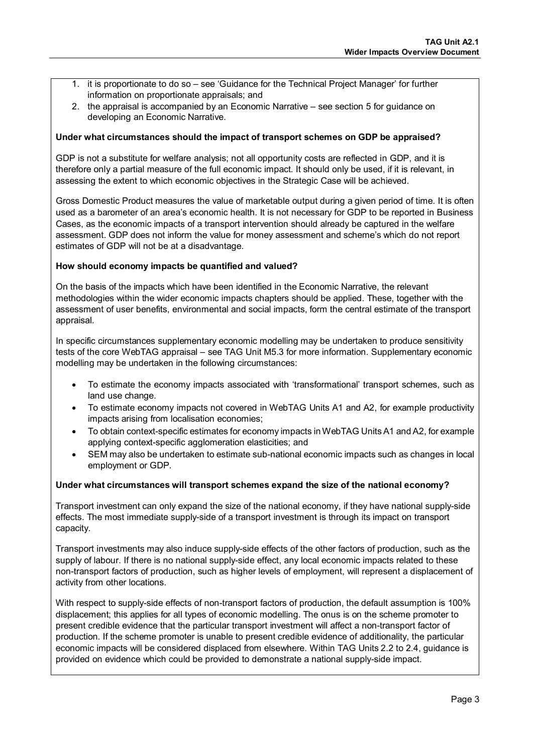1. it is proportionate to do so – see 'Guidance for the Technical Project Manager' for further information on proportionate appraisals; and
2. the appraisal is accompanied by an Economic Narrative – see section 5 for guidance on developing an Economic Narrative.

**Under what circumstances should the impact of transport schemes on GDP be appraised?**

GDP is not a substitute for welfare analysis; not all opportunity costs are reflected in GDP, and it is therefore only a partial measure of the full economic impact. It should only be used, if it is relevant, in assessing the extent to which economic objectives in the Strategic Case will be achieved.

Gross Domestic Product measures the value of marketable output during a given period of time. It is often used as a barometer of an area's economic health. It is not necessary for GDP to be reported in Business Cases, as the economic impacts of a transport intervention should already be captured in the welfare assessment. GDP does not inform the value for money assessment and scheme's which do not report estimates of GDP will not be at a disadvantage.

**How should economy impacts be quantified and valued?**

On the basis of the impacts which have been identified in the Economic Narrative, the relevant methodologies within the wider economic impacts chapters should be applied. These, together with the assessment of user benefits, environmental and social impacts, form the central estimate of the transport appraisal.

In specific circumstances supplementary economic modelling may be undertaken to produce sensitivity tests of the core WebTAG appraisal – see TAG Unit M5.3 for more information. Supplementary economic modelling may be undertaken in the following circumstances:

- To estimate the economy impacts associated with 'transformational' transport schemes, such as land use change.
- To estimate economy impacts not covered in WebTAG Units A1 and A2, for example productivity impacts arising from localisation economies;
- To obtain context-specific estimates for economy impacts in WebTAG Units A1 and A2, for example applying context-specific agglomeration elasticities; and
- SEM may also be undertaken to estimate sub-national economic impacts such as changes in local employment or GDP.

**Under what circumstances will transport schemes expand the size of the national economy?**

Transport investment can only expand the size of the national economy, if they have national supply-side effects. The most immediate supply-side of a transport investment is through its impact on transport capacity.

Transport investments may also induce supply-side effects of the other factors of production, such as the supply of labour. If there is no national supply-side effect, any local economic impacts related to these non-transport factors of production, such as higher levels of employment, will represent a displacement of activity from other locations.

With respect to supply-side effects of non-transport factors of production, the default assumption is 100% displacement; this applies for all types of economic modelling. The onus is on the scheme promoter to present credible evidence that the particular transport investment will affect a non-transport factor of production. If the scheme promoter is unable to present credible evidence of additionality, the particular economic impacts will be considered displaced from elsewhere. Within TAG Units 2.2 to 2.4, guidance is provided on evidence which could be provided to demonstrate a national supply-side impact.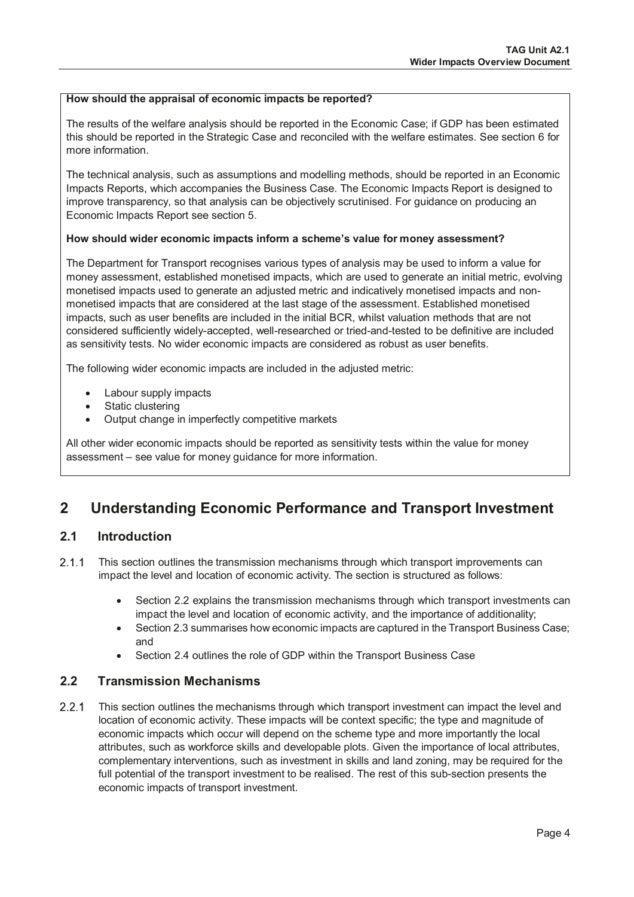**How should the appraisal of economic impacts be reported?**

The results of the welfare analysis should be reported in the Economic Case; if GDP has been estimated this should be reported in the Strategic Case and reconciled with the welfare estimates. See section 6 for more information.

The technical analysis, such as assumptions and modelling methods, should be reported in an Economic Impacts Reports, which accompanies the Business Case. The Economic Impacts Report is designed to improve transparency, so that analysis can be objectively scrutinised. For guidance on producing an Economic Impacts Report see section 5.

**How should wider economic impacts inform a scheme's value for money assessment?**

The Department for Transport recognises various types of analysis may be used to inform a value for money assessment, established monetised impacts, which are used to generate an initial metric, evolving monetised impacts used to generate an adjusted metric and indicatively monetised impacts and non-monetised impacts that are considered at the last stage of the assessment. Established monetised impacts, such as user benefits are included in the initial BCR, whilst valuation methods that are not considered sufficiently widely-accepted, well-researched or tried-and-tested to be definitive are included as sensitivity tests. No wider economic impacts are considered as robust as user benefits.

The following wider economic impacts are included in the adjusted metric:

- Labour supply impacts
- Static clustering
- Output change in imperfectly competitive markets

All other wider economic impacts should be reported as sensitivity tests within the value for money assessment – see value for money guidance for more information.

# 2 Understanding Economic Performance and Transport Investment

## 2.1 Introduction

2.1.1 This section outlines the transmission mechanisms through which transport improvements can impact the level and location of economic activity. The section is structured as follows:

- Section 2.2 explains the transmission mechanisms through which transport investments can impact the level and location of economic activity, and the importance of additionality;
- Section 2.3 summarises how economic impacts are captured in the Transport Business Case; and
- Section 2.4 outlines the role of GDP within the Transport Business Case

## 2.2 Transmission Mechanisms

2.2.1 This section outlines the mechanisms through which transport investment can impact the level and location of economic activity. These impacts will be context specific; the type and magnitude of economic impacts which occur will depend on the scheme type and more importantly the local attributes, such as workforce skills and developable plots. Given the importance of local attributes, complementary interventions, such as investment in skills and land zoning, may be required for the full potential of the transport investment to be realised. The rest of this sub-section presents the economic impacts of transport investment.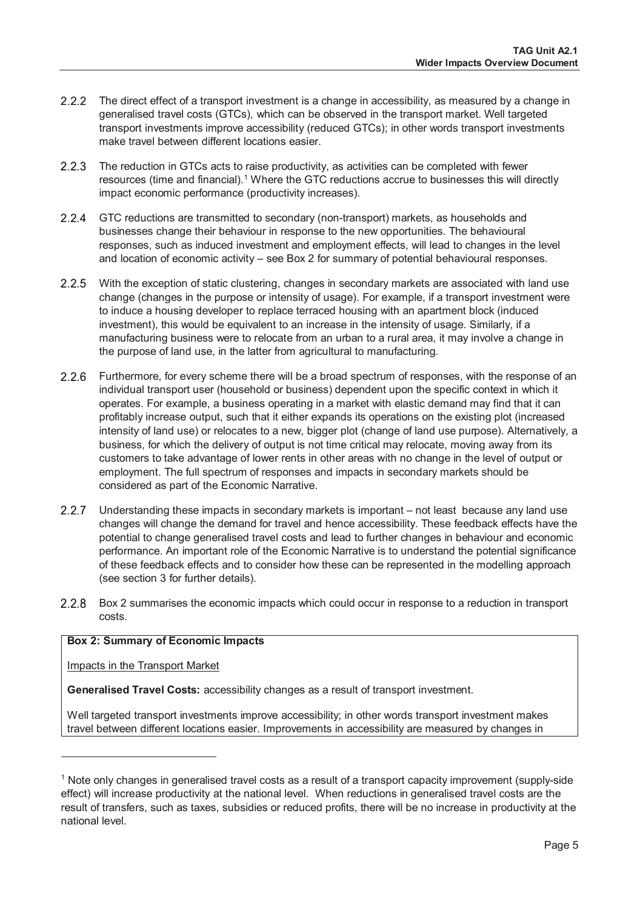2.2.2 The direct effect of a transport investment is a change in accessibility, as measured by a change in generalised travel costs (GTCs), which can be observed in the transport market. Well targeted transport investments improve accessibility (reduced GTCs); in other words transport investments make travel between different locations easier.

2.2.3 The reduction in GTCs acts to raise productivity, as activities can be completed with fewer resources (time and financial).[1] Where the GTC reductions accrue to businesses this will directly impact economic performance (productivity increases).

2.2.4 GTC reductions are transmitted to secondary (non-transport) markets, as households and businesses change their behaviour in response to the new opportunities. The behavioural responses, such as induced investment and employment effects, will lead to changes in the level and location of economic activity – see Box 2 for summary of potential behavioural responses.

2.2.5 With the exception of static clustering, changes in secondary markets are associated with land use change (changes in the purpose or intensity of usage). For example, if a transport investment were to induce a housing developer to replace terraced housing with an apartment block (induced investment), this would be equivalent to an increase in the intensity of usage. Similarly, if a manufacturing business were to relocate from an urban to a rural area, it may involve a change in the purpose of land use, in the latter from agricultural to manufacturing.

2.2.6 Furthermore, for every scheme there will be a broad spectrum of responses, with the response of an individual transport user (household or business) dependent upon the specific context in which it operates. For example, a business operating in a market with elastic demand may find that it can profitably increase output, such that it either expands its operations on the existing plot (increased intensity of land use) or relocates to a new, bigger plot (change of land use purpose). Alternatively, a business, for which the delivery of output is not time critical may relocate, moving away from its customers to take advantage of lower rents in other areas with no change in the level of output or employment. The full spectrum of responses and impacts in secondary markets should be considered as part of the Economic Narrative.

2.2.7 Understanding these impacts in secondary markets is important – not least because any land use changes will change the demand for travel and hence accessibility. These feedback effects have the potential to change generalised travel costs and lead to further changes in behaviour and economic performance. An important role of the Economic Narrative is to understand the potential significance of these feedback effects and to consider how these can be represented in the modelling approach (see section 3 for further details).

2.2.8 Box 2 summarises the economic impacts which could occur in response to a reduction in transport costs.

**Box 2: Summary of Economic Impacts**

Impacts in the Transport Market

**Generalised Travel Costs:** accessibility changes as a result of transport investment.

Well targeted transport investments improve accessibility; in other words transport investment makes travel between different locations easier. Improvements in accessibility are measured by changes in

---

[1] Note only changes in generalised travel costs as a result of a transport capacity improvement (supply-side effect) will increase productivity at the national level. When reductions in generalised travel costs are the result of transfers, such as taxes, subsidies or reduced profits, there will be no increase in productivity at the national level.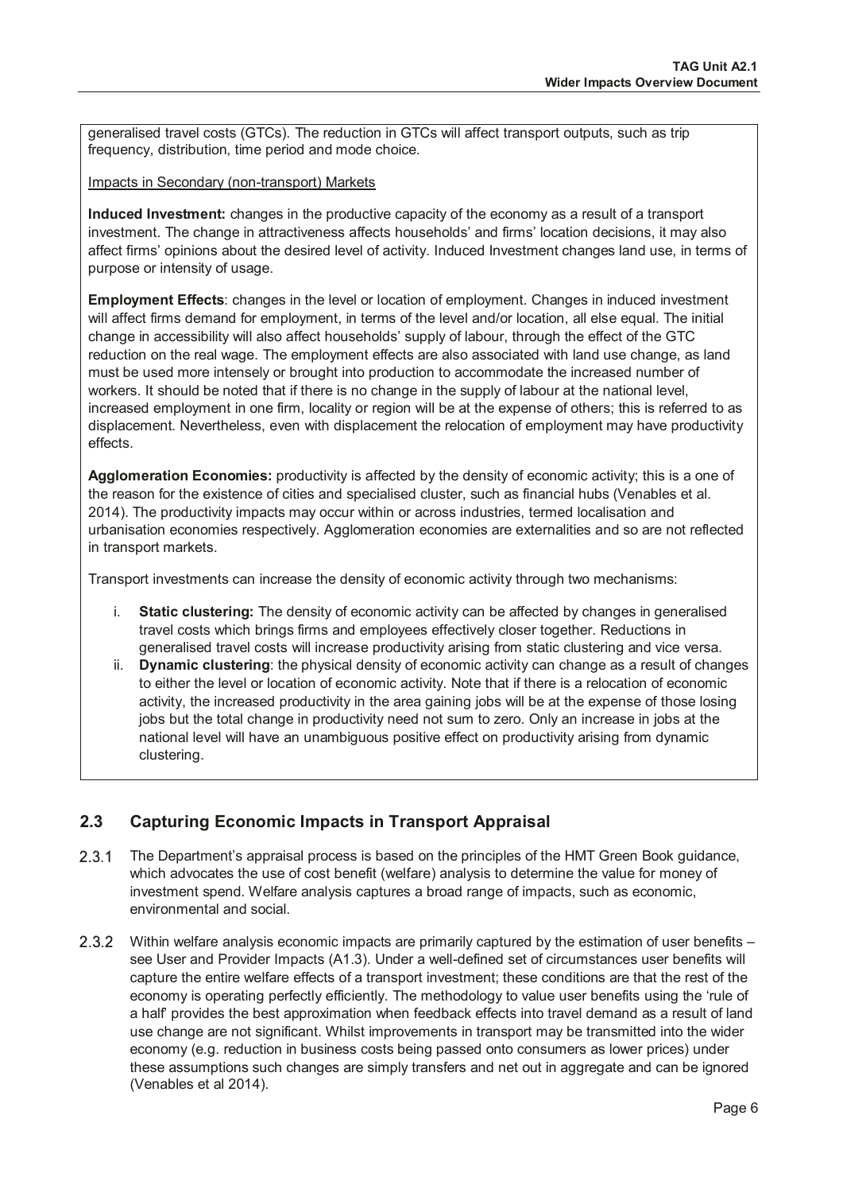generalised travel costs (GTCs). The reduction in GTCs will affect transport outputs, such as trip frequency, distribution, time period and mode choice.

Impacts in Secondary (non-transport) Markets

**Induced Investment:** changes in the productive capacity of the economy as a result of a transport investment. The change in attractiveness affects households' and firms' location decisions, it may also affect firms' opinions about the desired level of activity. Induced Investment changes land use, in terms of purpose or intensity of usage.

**Employment Effects**: changes in the level or location of employment. Changes in induced investment will affect firms demand for employment, in terms of the level and/or location, all else equal. The initial change in accessibility will also affect households' supply of labour, through the effect of the GTC reduction on the real wage. The employment effects are also associated with land use change, as land must be used more intensely or brought into production to accommodate the increased number of workers. It should be noted that if there is no change in the supply of labour at the national level, increased employment in one firm, locality or region will be at the expense of others; this is referred to as displacement. Nevertheless, even with displacement the relocation of employment may have productivity effects.

**Agglomeration Economies:** productivity is affected by the density of economic activity; this is a one of the reason for the existence of cities and specialised cluster, such as financial hubs (Venables et al. 2014). The productivity impacts may occur within or across industries, termed localisation and urbanisation economies respectively. Agglomeration economies are externalities and so are not reflected in transport markets.

Transport investments can increase the density of economic activity through two mechanisms:

i. **Static clustering:** The density of economic activity can be affected by changes in generalised travel costs which brings firms and employees effectively closer together. Reductions in generalised travel costs will increase productivity arising from static clustering and vice versa.
ii. **Dynamic clustering**: the physical density of economic activity can change as a result of changes to either the level or location of economic activity. Note that if there is a relocation of economic activity, the increased productivity in the area gaining jobs will be at the expense of those losing jobs but the total change in productivity need not sum to zero. Only an increase in jobs at the national level will have an unambiguous positive effect on productivity arising from dynamic clustering.

## 2.3 Capturing Economic Impacts in Transport Appraisal

2.3.1 The Department's appraisal process is based on the principles of the HMT Green Book guidance, which advocates the use of cost benefit (welfare) analysis to determine the value for money of investment spend. Welfare analysis captures a broad range of impacts, such as economic, environmental and social.

2.3.2 Within welfare analysis economic impacts are primarily captured by the estimation of user benefits – see User and Provider Impacts (A1.3). Under a well-defined set of circumstances user benefits will capture the entire welfare effects of a transport investment; these conditions are that the rest of the economy is operating perfectly efficiently. The methodology to value user benefits using the 'rule of a half' provides the best approximation when feedback effects into travel demand as a result of land use change are not significant. Whilst improvements in transport may be transmitted into the wider economy (e.g. reduction in business costs being passed onto consumers as lower prices) under these assumptions such changes are simply transfers and net out in aggregate and can be ignored (Venables et al 2014).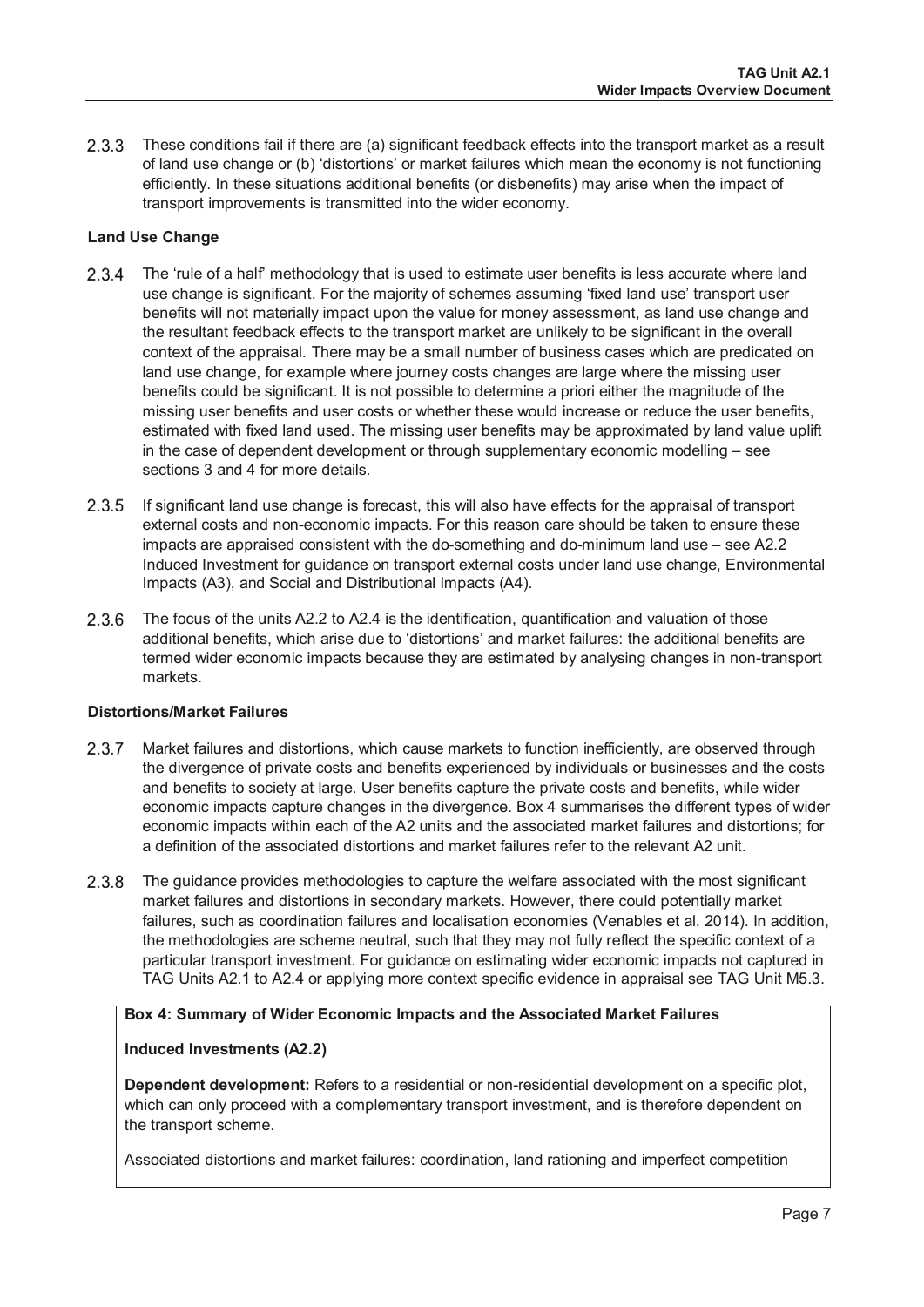2.3.3 These conditions fail if there are (a) significant feedback effects into the transport market as a result of land use change or (b) 'distortions' or market failures which mean the economy is not functioning efficiently. In these situations additional benefits (or disbenefits) may arise when the impact of transport improvements is transmitted into the wider economy.

**Land Use Change**

2.3.4 The 'rule of a half' methodology that is used to estimate user benefits is less accurate where land use change is significant. For the majority of schemes assuming 'fixed land use' transport user benefits will not materially impact upon the value for money assessment, as land use change and the resultant feedback effects to the transport market are unlikely to be significant in the overall context of the appraisal. There may be a small number of business cases which are predicated on land use change, for example where journey costs changes are large where the missing user benefits could be significant. It is not possible to determine a priori either the magnitude of the missing user benefits and user costs or whether these would increase or reduce the user benefits, estimated with fixed land used. The missing user benefits may be approximated by land value uplift in the case of dependent development or through supplementary economic modelling – see sections 3 and 4 for more details.

2.3.5 If significant land use change is forecast, this will also have effects for the appraisal of transport external costs and non-economic impacts. For this reason care should be taken to ensure these impacts are appraised consistent with the do-something and do-minimum land use – see A2.2 Induced Investment for guidance on transport external costs under land use change, Environmental Impacts (A3), and Social and Distributional Impacts (A4).

2.3.6 The focus of the units A2.2 to A2.4 is the identification, quantification and valuation of those additional benefits, which arise due to 'distortions' and market failures: the additional benefits are termed wider economic impacts because they are estimated by analysing changes in non-transport markets.

**Distortions/Market Failures**

2.3.7 Market failures and distortions, which cause markets to function inefficiently, are observed through the divergence of private costs and benefits experienced by individuals or businesses and the costs and benefits to society at large. User benefits capture the private costs and benefits, while wider economic impacts capture changes in the divergence. Box 4 summarises the different types of wider economic impacts within each of the A2 units and the associated market failures and distortions; for a definition of the associated distortions and market failures refer to the relevant A2 unit.

2.3.8 The guidance provides methodologies to capture the welfare associated with the most significant market failures and distortions in secondary markets. However, there could potentially market failures, such as coordination failures and localisation economies (Venables et al. 2014). In addition, the methodologies are scheme neutral, such that they may not fully reflect the specific context of a particular transport investment. For guidance on estimating wider economic impacts not captured in TAG Units A2.1 to A2.4 or applying more context specific evidence in appraisal see TAG Unit M5.3.

**Box 4: Summary of Wider Economic Impacts and the Associated Market Failures**

**Induced Investments (A2.2)**

**Dependent development:** Refers to a residential or non-residential development on a specific plot, which can only proceed with a complementary transport investment, and is therefore dependent on the transport scheme.

Associated distortions and market failures: coordination, land rationing and imperfect competition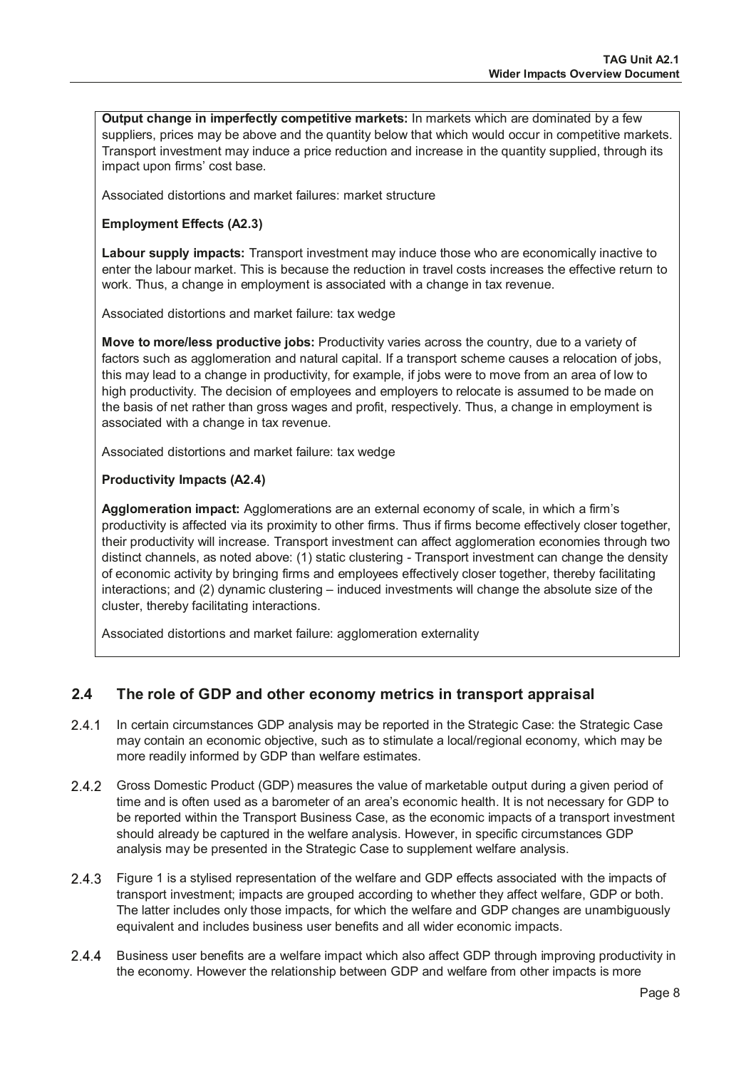**Output change in imperfectly competitive markets:** In markets which are dominated by a few suppliers, prices may be above and the quantity below that which would occur in competitive markets. Transport investment may induce a price reduction and increase in the quantity supplied, through its impact upon firms' cost base.

Associated distortions and market failures: market structure

**Employment Effects (A2.3)**

**Labour supply impacts:** Transport investment may induce those who are economically inactive to enter the labour market. This is because the reduction in travel costs increases the effective return to work. Thus, a change in employment is associated with a change in tax revenue.

Associated distortions and market failure: tax wedge

**Move to more/less productive jobs:** Productivity varies across the country, due to a variety of factors such as agglomeration and natural capital. If a transport scheme causes a relocation of jobs, this may lead to a change in productivity, for example, if jobs were to move from an area of low to high productivity. The decision of employees and employers to relocate is assumed to be made on the basis of net rather than gross wages and profit, respectively. Thus, a change in employment is associated with a change in tax revenue.

Associated distortions and market failure: tax wedge

**Productivity Impacts (A2.4)**

**Agglomeration impact:** Agglomerations are an external economy of scale, in which a firm's productivity is affected via its proximity to other firms. Thus if firms become effectively closer together, their productivity will increase. Transport investment can affect agglomeration economies through two distinct channels, as noted above: (1) static clustering - Transport investment can change the density of economic activity by bringing firms and employees effectively closer together, thereby facilitating interactions; and (2) dynamic clustering – induced investments will change the absolute size of the cluster, thereby facilitating interactions.

Associated distortions and market failure: agglomeration externality

## 2.4 The role of GDP and other economy metrics in transport appraisal

2.4.1 In certain circumstances GDP analysis may be reported in the Strategic Case: the Strategic Case may contain an economic objective, such as to stimulate a local/regional economy, which may be more readily informed by GDP than welfare estimates.

2.4.2 Gross Domestic Product (GDP) measures the value of marketable output during a given period of time and is often used as a barometer of an area's economic health. It is not necessary for GDP to be reported within the Transport Business Case, as the economic impacts of a transport investment should already be captured in the welfare analysis. However, in specific circumstances GDP analysis may be presented in the Strategic Case to supplement welfare analysis.

2.4.3 Figure 1 is a stylised representation of the welfare and GDP effects associated with the impacts of transport investment; impacts are grouped according to whether they affect welfare, GDP or both. The latter includes only those impacts, for which the welfare and GDP changes are unambiguously equivalent and includes business user benefits and all wider economic impacts.

2.4.4 Business user benefits are a welfare impact which also affect GDP through improving productivity in the economy. However the relationship between GDP and welfare from other impacts is more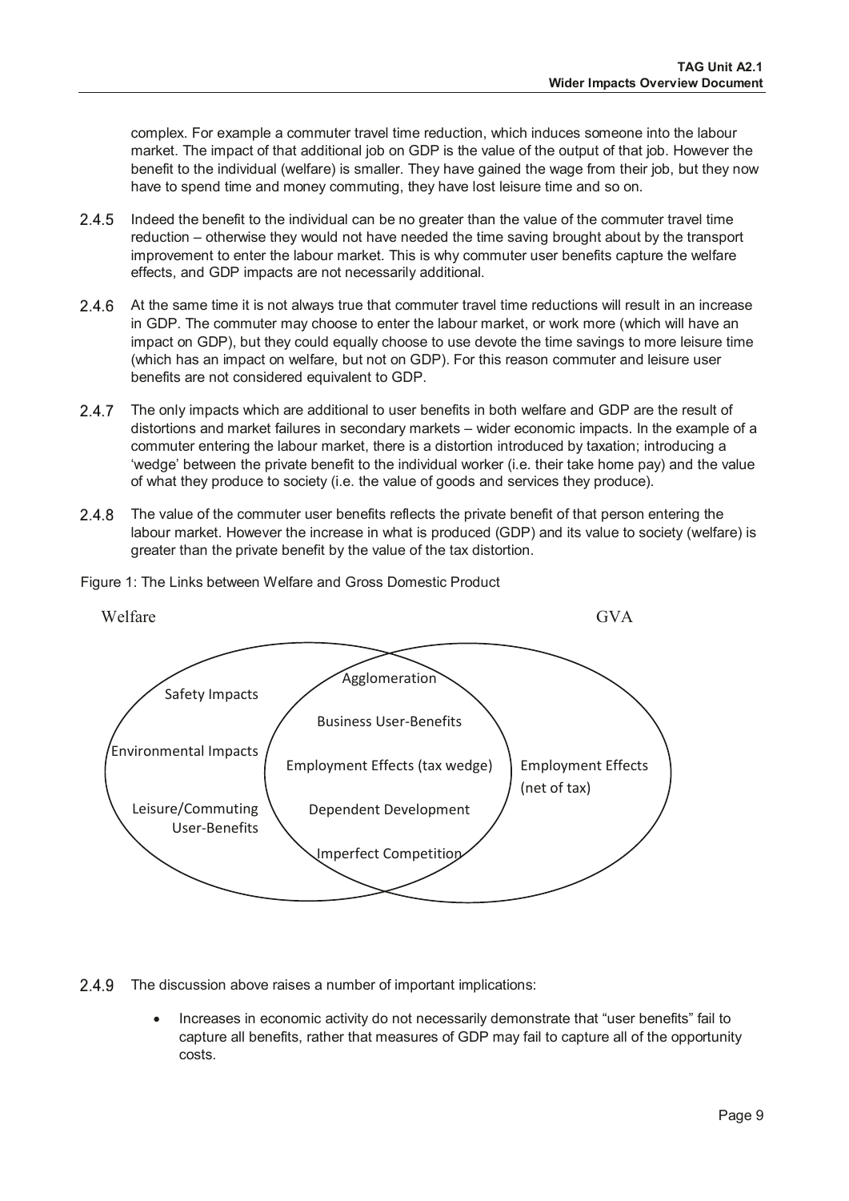complex. For example a commuter travel time reduction, which induces someone into the labour market. The impact of that additional job on GDP is the value of the output of that job. However the benefit to the individual (welfare) is smaller. They have gained the wage from their job, but they now have to spend time and money commuting, they have lost leisure time and so on.

2.4.5 Indeed the benefit to the individual can be no greater than the value of the commuter travel time reduction – otherwise they would not have needed the time saving brought about by the transport improvement to enter the labour market. This is why commuter user benefits capture the welfare effects, and GDP impacts are not necessarily additional.

2.4.6 At the same time it is not always true that commuter travel time reductions will result in an increase in GDP. The commuter may choose to enter the labour market, or work more (which will have an impact on GDP), but they could equally choose to use devote the time savings to more leisure time (which has an impact on welfare, but not on GDP). For this reason commuter and leisure user benefits are not considered equivalent to GDP.

2.4.7 The only impacts which are additional to user benefits in both welfare and GDP are the result of distortions and market failures in secondary markets – wider economic impacts. In the example of a commuter entering the labour market, there is a distortion introduced by taxation; introducing a 'wedge' between the private benefit to the individual worker (i.e. their take home pay) and the value of what they produce to society (i.e. the value of goods and services they produce).

2.4.8 The value of the commuter user benefits reflects the private benefit of that person entering the labour market. However the increase in what is produced (GDP) and its value to society (welfare) is greater than the private benefit by the value of the tax distortion.

Figure 1: The Links between Welfare and Gross Domestic Product

| Welfare only | Welfare and GVA (overlap) | GVA only |
|---|---|---|
| Safety Impacts | Agglomeration | Employment Effects (net of tax) |
| Environmental Impacts | Business User-Benefits | |
| Leisure/Commuting User-Benefits | Employment Effects (tax wedge) | |
| | Dependent Development | |
| | Imperfect Competition | |

2.4.9 The discussion above raises a number of important implications:

- Increases in economic activity do not necessarily demonstrate that "user benefits" fail to capture all benefits, rather that measures of GDP may fail to capture all of the opportunity costs.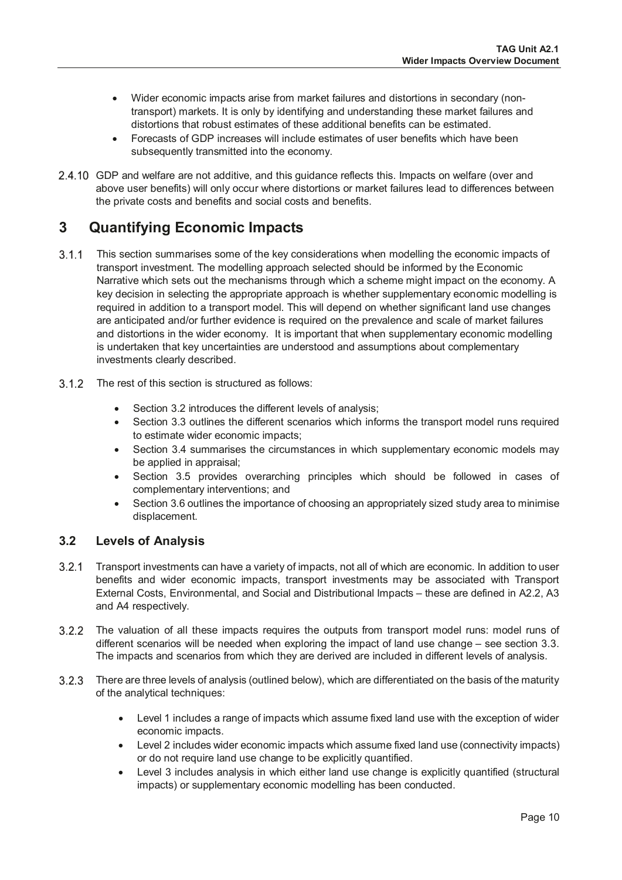- Wider economic impacts arise from market failures and distortions in secondary (non-transport) markets. It is only by identifying and understanding these market failures and distortions that robust estimates of these additional benefits can be estimated.
- Forecasts of GDP increases will include estimates of user benefits which have been subsequently transmitted into the economy.

2.4.10 GDP and welfare are not additive, and this guidance reflects this. Impacts on welfare (over and above user benefits) will only occur where distortions or market failures lead to differences between the private costs and benefits and social costs and benefits.

# 3 Quantifying Economic Impacts

3.1.1 This section summarises some of the key considerations when modelling the economic impacts of transport investment. The modelling approach selected should be informed by the Economic Narrative which sets out the mechanisms through which a scheme might impact on the economy. A key decision in selecting the appropriate approach is whether supplementary economic modelling is required in addition to a transport model. This will depend on whether significant land use changes are anticipated and/or further evidence is required on the prevalence and scale of market failures and distortions in the wider economy. It is important that when supplementary economic modelling is undertaken that key uncertainties are understood and assumptions about complementary investments clearly described.

3.1.2 The rest of this section is structured as follows:

- Section 3.2 introduces the different levels of analysis;
- Section 3.3 outlines the different scenarios which informs the transport model runs required to estimate wider economic impacts;
- Section 3.4 summarises the circumstances in which supplementary economic models may be applied in appraisal;
- Section 3.5 provides overarching principles which should be followed in cases of complementary interventions; and
- Section 3.6 outlines the importance of choosing an appropriately sized study area to minimise displacement.

## 3.2 Levels of Analysis

3.2.1 Transport investments can have a variety of impacts, not all of which are economic. In addition to user benefits and wider economic impacts, transport investments may be associated with Transport External Costs, Environmental, and Social and Distributional Impacts – these are defined in A2.2, A3 and A4 respectively.

3.2.2 The valuation of all these impacts requires the outputs from transport model runs: model runs of different scenarios will be needed when exploring the impact of land use change – see section 3.3. The impacts and scenarios from which they are derived are included in different levels of analysis.

3.2.3 There are three levels of analysis (outlined below), which are differentiated on the basis of the maturity of the analytical techniques:

- Level 1 includes a range of impacts which assume fixed land use with the exception of wider economic impacts.
- Level 2 includes wider economic impacts which assume fixed land use (connectivity impacts) or do not require land use change to be explicitly quantified.
- Level 3 includes analysis in which either land use change is explicitly quantified (structural impacts) or supplementary economic modelling has been conducted.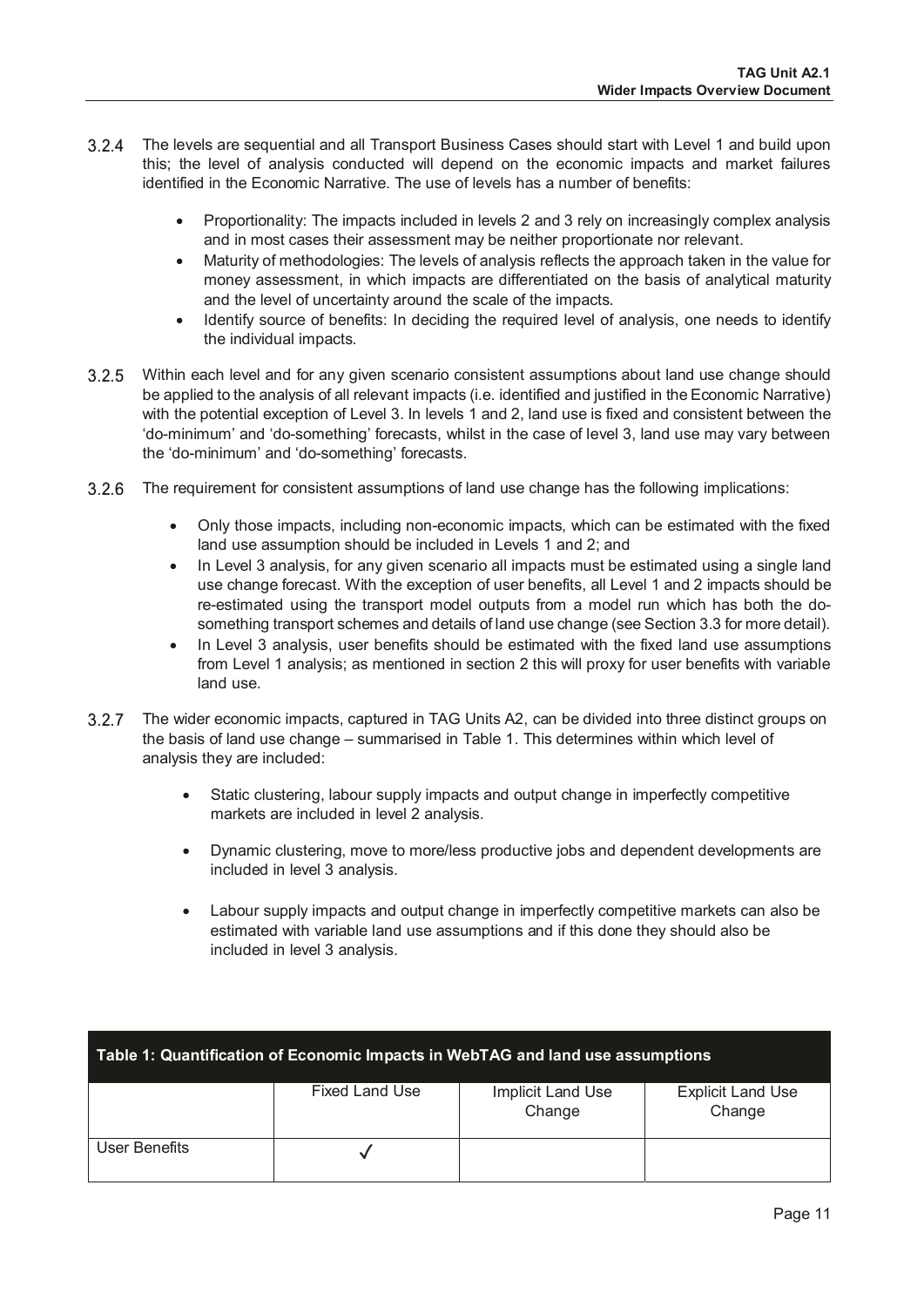3.2.4 The levels are sequential and all Transport Business Cases should start with Level 1 and build upon this; the level of analysis conducted will depend on the economic impacts and market failures identified in the Economic Narrative. The use of levels has a number of benefits:

- Proportionality: The impacts included in levels 2 and 3 rely on increasingly complex analysis and in most cases their assessment may be neither proportionate nor relevant.
- Maturity of methodologies: The levels of analysis reflects the approach taken in the value for money assessment, in which impacts are differentiated on the basis of analytical maturity and the level of uncertainty around the scale of the impacts.
- Identify source of benefits: In deciding the required level of analysis, one needs to identify the individual impacts.

3.2.5 Within each level and for any given scenario consistent assumptions about land use change should be applied to the analysis of all relevant impacts (i.e. identified and justified in the Economic Narrative) with the potential exception of Level 3. In levels 1 and 2, land use is fixed and consistent between the 'do-minimum' and 'do-something' forecasts, whilst in the case of level 3, land use may vary between the 'do-minimum' and 'do-something' forecasts.

3.2.6 The requirement for consistent assumptions of land use change has the following implications:

- Only those impacts, including non-economic impacts, which can be estimated with the fixed land use assumption should be included in Levels 1 and 2; and
- In Level 3 analysis, for any given scenario all impacts must be estimated using a single land use change forecast. With the exception of user benefits, all Level 1 and 2 impacts should be re-estimated using the transport model outputs from a model run which has both the do-something transport schemes and details of land use change (see Section 3.3 for more detail).
- In Level 3 analysis, user benefits should be estimated with the fixed land use assumptions from Level 1 analysis; as mentioned in section 2 this will proxy for user benefits with variable land use.

3.2.7 The wider economic impacts, captured in TAG Units A2, can be divided into three distinct groups on the basis of land use change – summarised in Table 1. This determines within which level of analysis they are included:

- Static clustering, labour supply impacts and output change in imperfectly competitive markets are included in level 2 analysis.
- Dynamic clustering, move to more/less productive jobs and dependent developments are included in level 3 analysis.
- Labour supply impacts and output change in imperfectly competitive markets can also be estimated with variable land use assumptions and if this done they should also be included in level 3 analysis.

**Table 1: Quantification of Economic Impacts in WebTAG and land use assumptions**

| | Fixed Land Use | Implicit Land Use Change | Explicit Land Use Change |
|---|---|---|---|
| User Benefits | ✓ | | |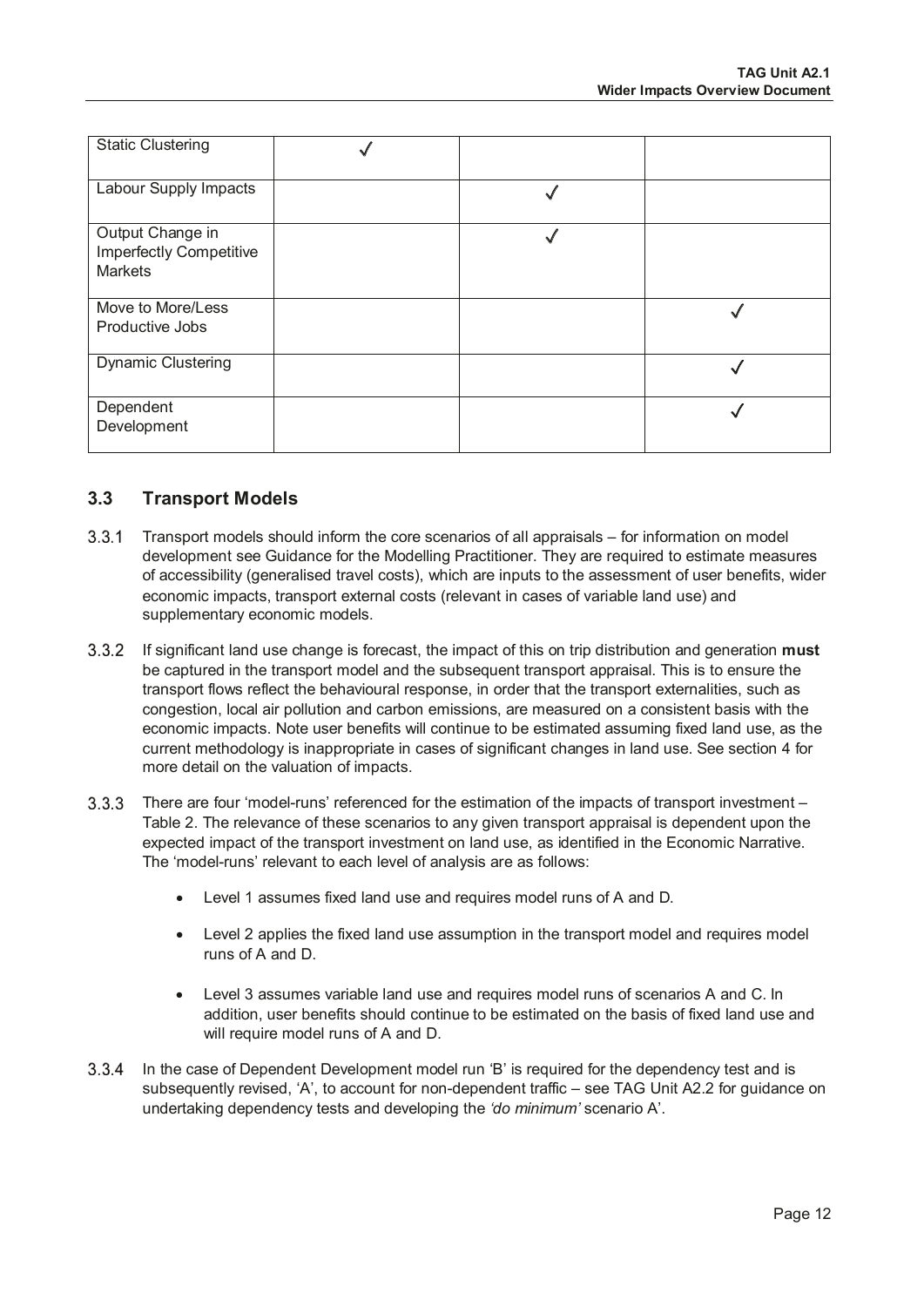| | | | |
|---|---|---|---|
| Static Clustering | ✓ | | |
| Labour Supply Impacts | | ✓ | |
| Output Change in Imperfectly Competitive Markets | | ✓ | |
| Move to More/Less Productive Jobs | | | ✓ |
| Dynamic Clustering | | | ✓ |
| Dependent Development | | | ✓ |

## 3.3 Transport Models

3.3.1 Transport models should inform the core scenarios of all appraisals – for information on model development see Guidance for the Modelling Practitioner. They are required to estimate measures of accessibility (generalised travel costs), which are inputs to the assessment of user benefits, wider economic impacts, transport external costs (relevant in cases of variable land use) and supplementary economic models.

3.3.2 If significant land use change is forecast, the impact of this on trip distribution and generation **must** be captured in the transport model and the subsequent transport appraisal. This is to ensure the transport flows reflect the behavioural response, in order that the transport externalities, such as congestion, local air pollution and carbon emissions, are measured on a consistent basis with the economic impacts. Note user benefits will continue to be estimated assuming fixed land use, as the current methodology is inappropriate in cases of significant changes in land use. See section 4 for more detail on the valuation of impacts.

3.3.3 There are four 'model-runs' referenced for the estimation of the impacts of transport investment – Table 2. The relevance of these scenarios to any given transport appraisal is dependent upon the expected impact of the transport investment on land use, as identified in the Economic Narrative. The 'model-runs' relevant to each level of analysis are as follows:

- Level 1 assumes fixed land use and requires model runs of A and D.
- Level 2 applies the fixed land use assumption in the transport model and requires model runs of A and D.
- Level 3 assumes variable land use and requires model runs of scenarios A and C. In addition, user benefits should continue to be estimated on the basis of fixed land use and will require model runs of A and D.

3.3.4 In the case of Dependent Development model run 'B' is required for the dependency test and is subsequently revised, 'A', to account for non-dependent traffic – see TAG Unit A2.2 for guidance on undertaking dependency tests and developing the *'do minimum'* scenario A'.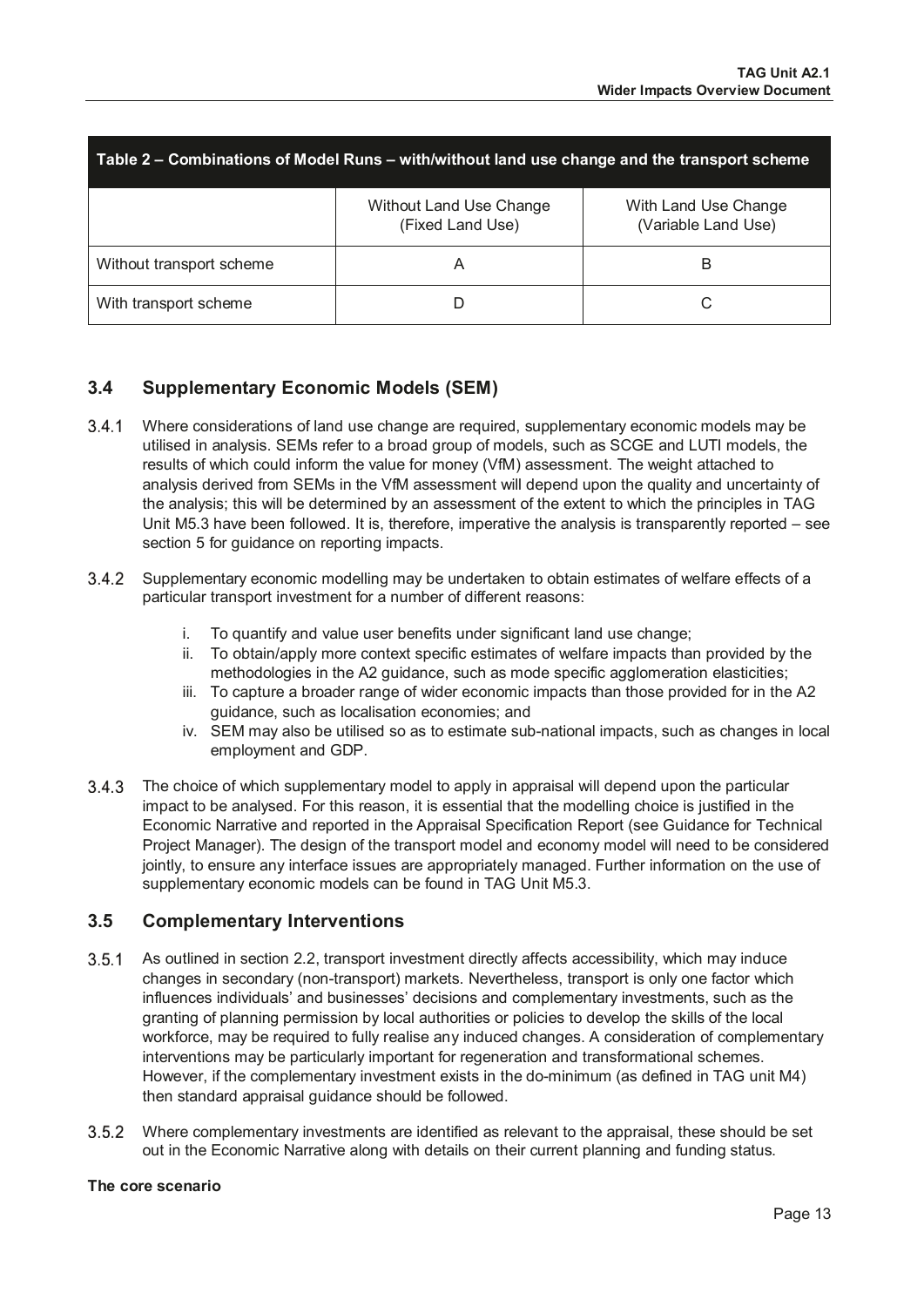**Table 2 – Combinations of Model Runs – with/without land use change and the transport scheme**

| | Without Land Use Change (Fixed Land Use) | With Land Use Change (Variable Land Use) |
|---|---|---|
| Without transport scheme | A | B |
| With transport scheme | D | C |

## 3.4 Supplementary Economic Models (SEM)

3.4.1 Where considerations of land use change are required, supplementary economic models may be utilised in analysis. SEMs refer to a broad group of models, such as SCGE and LUTI models, the results of which could inform the value for money (VfM) assessment. The weight attached to analysis derived from SEMs in the VfM assessment will depend upon the quality and uncertainty of the analysis; this will be determined by an assessment of the extent to which the principles in TAG Unit M5.3 have been followed. It is, therefore, imperative the analysis is transparently reported – see section 5 for guidance on reporting impacts.

3.4.2 Supplementary economic modelling may be undertaken to obtain estimates of welfare effects of a particular transport investment for a number of different reasons:

i. To quantify and value user benefits under significant land use change;
ii. To obtain/apply more context specific estimates of welfare impacts than provided by the methodologies in the A2 guidance, such as mode specific agglomeration elasticities;
iii. To capture a broader range of wider economic impacts than those provided for in the A2 guidance, such as localisation economies; and
iv. SEM may also be utilised so as to estimate sub-national impacts, such as changes in local employment and GDP.

3.4.3 The choice of which supplementary model to apply in appraisal will depend upon the particular impact to be analysed. For this reason, it is essential that the modelling choice is justified in the Economic Narrative and reported in the Appraisal Specification Report (see Guidance for Technical Project Manager). The design of the transport model and economy model will need to be considered jointly, to ensure any interface issues are appropriately managed. Further information on the use of supplementary economic models can be found in TAG Unit M5.3.

## 3.5 Complementary Interventions

3.5.1 As outlined in section 2.2, transport investment directly affects accessibility, which may induce changes in secondary (non-transport) markets. Nevertheless, transport is only one factor which influences individuals' and businesses' decisions and complementary investments, such as the granting of planning permission by local authorities or policies to develop the skills of the local workforce, may be required to fully realise any induced changes. A consideration of complementary interventions may be particularly important for regeneration and transformational schemes. However, if the complementary investment exists in the do-minimum (as defined in TAG unit M4) then standard appraisal guidance should be followed.

3.5.2 Where complementary investments are identified as relevant to the appraisal, these should be set out in the Economic Narrative along with details on their current planning and funding status.

**The core scenario**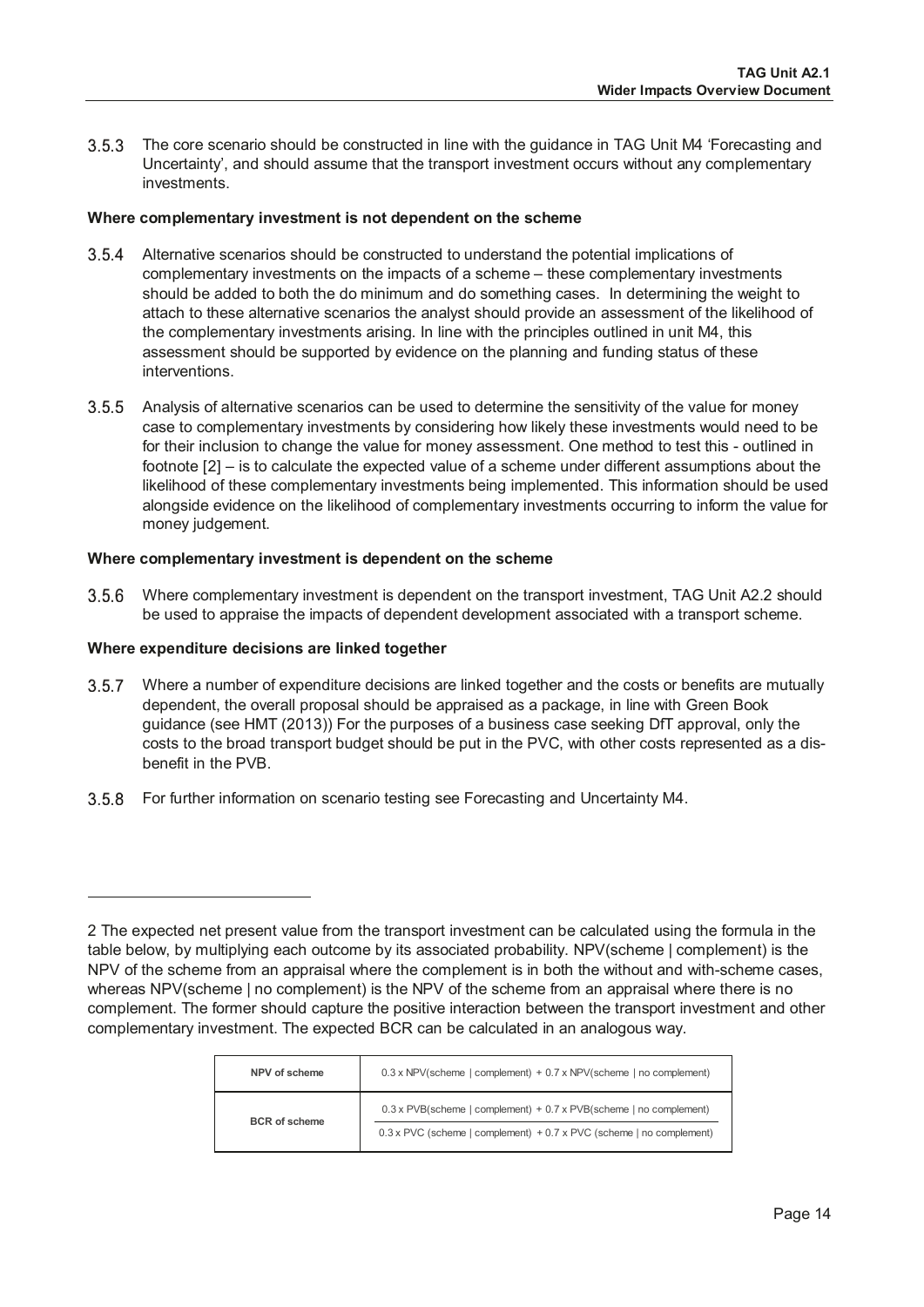3.5.3 The core scenario should be constructed in line with the guidance in TAG Unit M4 'Forecasting and Uncertainty', and should assume that the transport investment occurs without any complementary investments.

**Where complementary investment is not dependent on the scheme**

3.5.4 Alternative scenarios should be constructed to understand the potential implications of complementary investments on the impacts of a scheme – these complementary investments should be added to both the do minimum and do something cases. In determining the weight to attach to these alternative scenarios the analyst should provide an assessment of the likelihood of the complementary investments arising. In line with the principles outlined in unit M4, this assessment should be supported by evidence on the planning and funding status of these interventions.

3.5.5 Analysis of alternative scenarios can be used to determine the sensitivity of the value for money case to complementary investments by considering how likely these investments would need to be for their inclusion to change the value for money assessment. One method to test this - outlined in footnote [2] – is to calculate the expected value of a scheme under different assumptions about the likelihood of these complementary investments being implemented. This information should be used alongside evidence on the likelihood of complementary investments occurring to inform the value for money judgement.

**Where complementary investment is dependent on the scheme**

3.5.6 Where complementary investment is dependent on the transport investment, TAG Unit A2.2 should be used to appraise the impacts of dependent development associated with a transport scheme.

**Where expenditure decisions are linked together**

3.5.7 Where a number of expenditure decisions are linked together and the costs or benefits are mutually dependent, the overall proposal should be appraised as a package, in line with Green Book guidance (see HMT (2013)) For the purposes of a business case seeking DfT approval, only the costs to the broad transport budget should be put in the PVC, with other costs represented as a dis-benefit in the PVB.

3.5.8 For further information on scenario testing see Forecasting and Uncertainty M4.

---

2 The expected net present value from the transport investment can be calculated using the formula in the table below, by multiplying each outcome by its associated probability. NPV(scheme | complement) is the NPV of the scheme from an appraisal where the complement is in both the without and with-scheme cases, whereas NPV(scheme | no complement) is the NPV of the scheme from an appraisal where there is no complement. The former should capture the positive interaction between the transport investment and other complementary investment. The expected BCR can be calculated in an analogous way.

| | |
|---|---|
| **NPV of scheme** | 0.3 x NPV(scheme \| complement) + 0.7 x NPV(scheme \| no complement) |
| **BCR of scheme** | $\dfrac{0.3 \times PVB(scheme \mid complement) + 0.7 \times PVB(scheme \mid no\ complement)}{0.3 \times PVC(scheme \mid complement) + 0.7 \times PVC(scheme \mid no\ complement)}$ |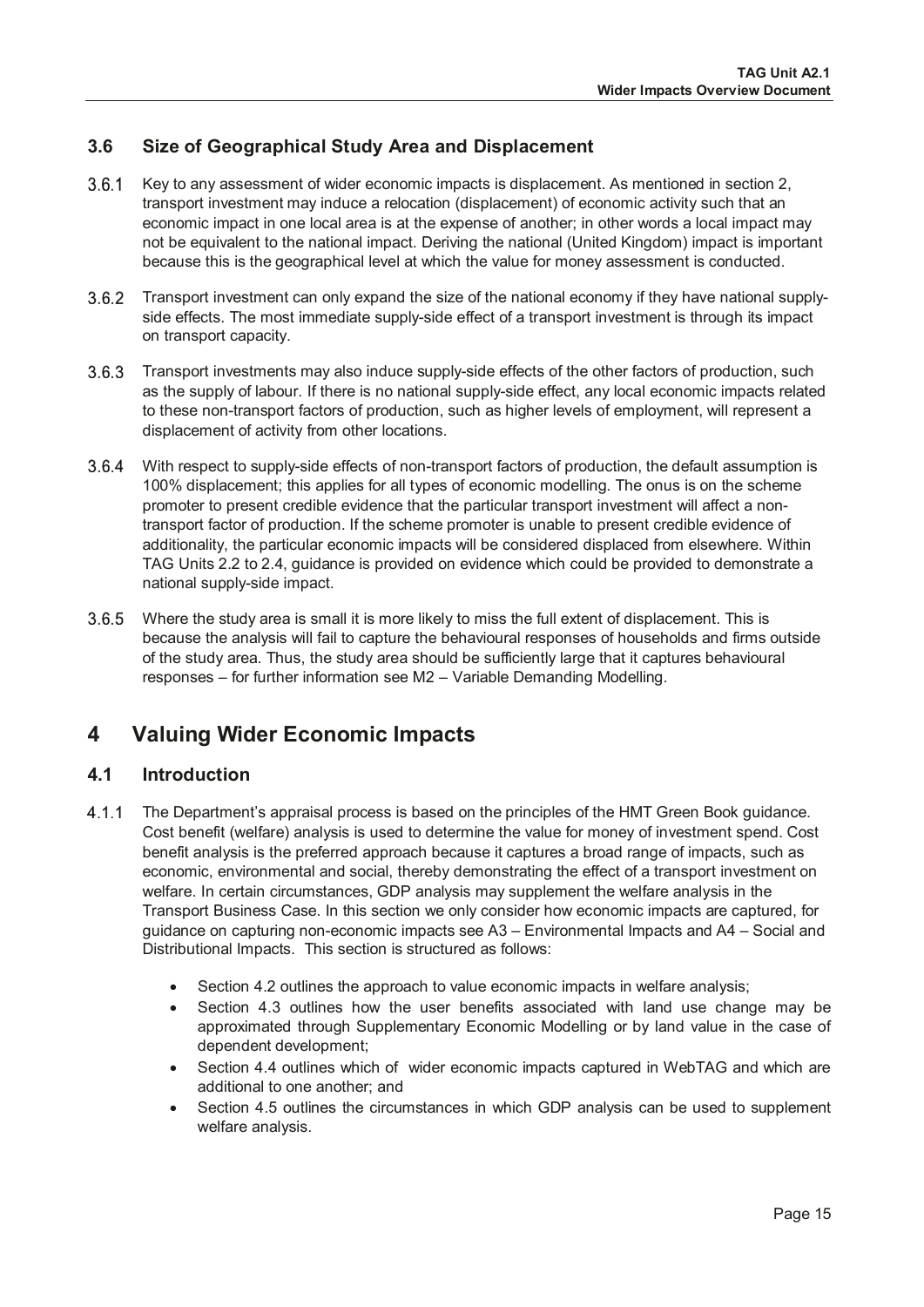### 3.6 Size of Geographical Study Area and Displacement

3.6.1 Key to any assessment of wider economic impacts is displacement. As mentioned in section 2, transport investment may induce a relocation (displacement) of economic activity such that an economic impact in one local area is at the expense of another; in other words a local impact may not be equivalent to the national impact. Deriving the national (United Kingdom) impact is important because this is the geographical level at which the value for money assessment is conducted.

3.6.2 Transport investment can only expand the size of the national economy if they have national supply-side effects. The most immediate supply-side effect of a transport investment is through its impact on transport capacity.

3.6.3 Transport investments may also induce supply-side effects of the other factors of production, such as the supply of labour. If there is no national supply-side effect, any local economic impacts related to these non-transport factors of production, such as higher levels of employment, will represent a displacement of activity from other locations.

3.6.4 With respect to supply-side effects of non-transport factors of production, the default assumption is 100% displacement; this applies for all types of economic modelling. The onus is on the scheme promoter to present credible evidence that the particular transport investment will affect a non-transport factor of production. If the scheme promoter is unable to present credible evidence of additionality, the particular economic impacts will be considered displaced from elsewhere. Within TAG Units 2.2 to 2.4, guidance is provided on evidence which could be provided to demonstrate a national supply-side impact.

3.6.5 Where the study area is small it is more likely to miss the full extent of displacement. This is because the analysis will fail to capture the behavioural responses of households and firms outside of the study area. Thus, the study area should be sufficiently large that it captures behavioural responses – for further information see M2 – Variable Demanding Modelling.

## 4 Valuing Wider Economic Impacts

### 4.1 Introduction

4.1.1 The Department's appraisal process is based on the principles of the HMT Green Book guidance. Cost benefit (welfare) analysis is used to determine the value for money of investment spend. Cost benefit analysis is the preferred approach because it captures a broad range of impacts, such as economic, environmental and social, thereby demonstrating the effect of a transport investment on welfare. In certain circumstances, GDP analysis may supplement the welfare analysis in the Transport Business Case. In this section we only consider how economic impacts are captured, for guidance on capturing non-economic impacts see A3 – Environmental Impacts and A4 – Social and Distributional Impacts. This section is structured as follows:

- Section 4.2 outlines the approach to value economic impacts in welfare analysis;
- Section 4.3 outlines how the user benefits associated with land use change may be approximated through Supplementary Economic Modelling or by land value in the case of dependent development;
- Section 4.4 outlines which of wider economic impacts captured in WebTAG and which are additional to one another; and
- Section 4.5 outlines the circumstances in which GDP analysis can be used to supplement welfare analysis.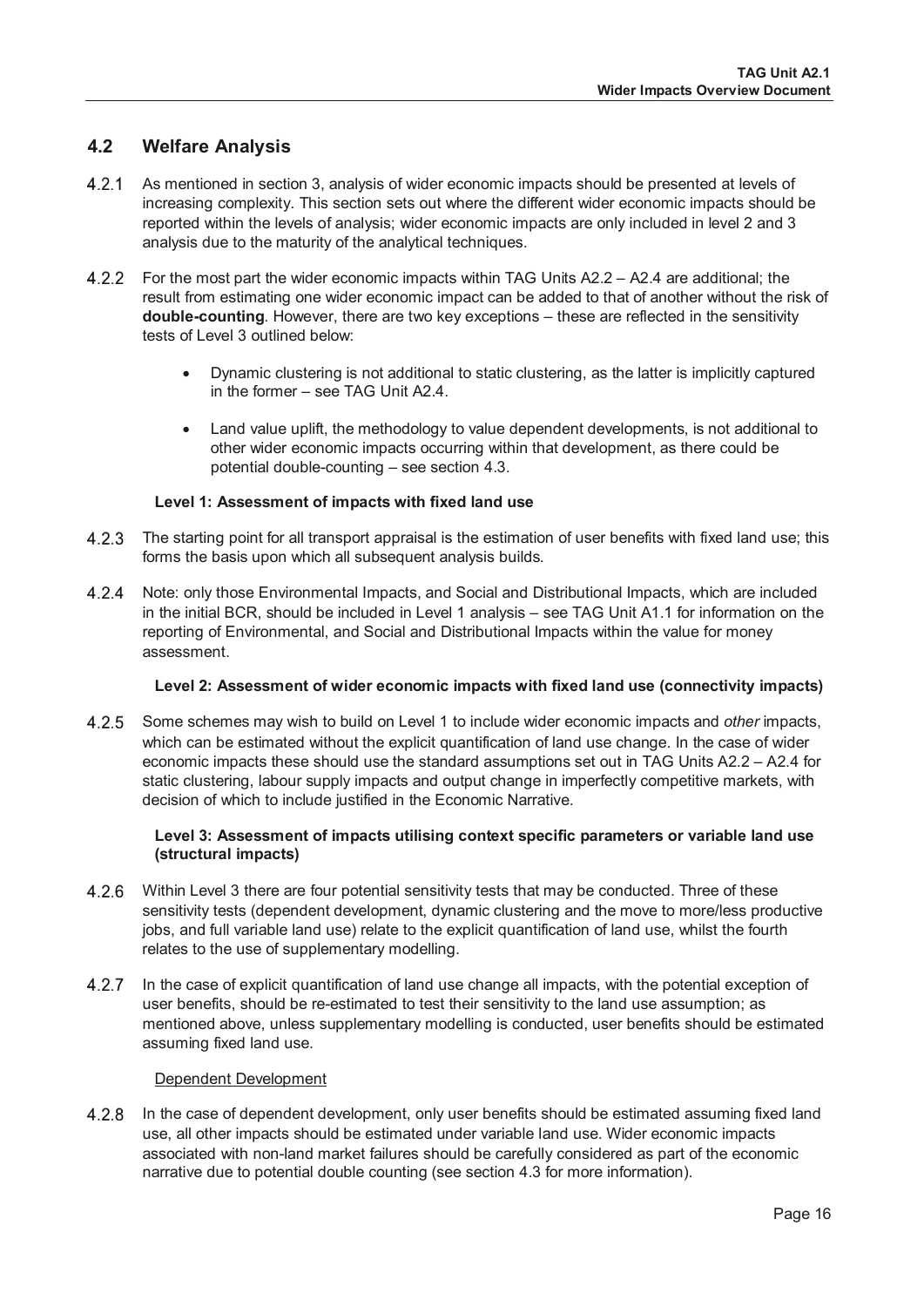## 4.2 Welfare Analysis

4.2.1 As mentioned in section 3, analysis of wider economic impacts should be presented at levels of increasing complexity. This section sets out where the different wider economic impacts should be reported within the levels of analysis; wider economic impacts are only included in level 2 and 3 analysis due to the maturity of the analytical techniques.

4.2.2 For the most part the wider economic impacts within TAG Units A2.2 – A2.4 are additional; the result from estimating one wider economic impact can be added to that of another without the risk of **double-counting**. However, there are two key exceptions – these are reflected in the sensitivity tests of Level 3 outlined below:

- Dynamic clustering is not additional to static clustering, as the latter is implicitly captured in the former – see TAG Unit A2.4.
- Land value uplift, the methodology to value dependent developments, is not additional to other wider economic impacts occurring within that development, as there could be potential double-counting – see section 4.3.

**Level 1: Assessment of impacts with fixed land use**

4.2.3 The starting point for all transport appraisal is the estimation of user benefits with fixed land use; this forms the basis upon which all subsequent analysis builds.

4.2.4 Note: only those Environmental Impacts, and Social and Distributional Impacts, which are included in the initial BCR, should be included in Level 1 analysis – see TAG Unit A1.1 for information on the reporting of Environmental, and Social and Distributional Impacts within the value for money assessment.

**Level 2: Assessment of wider economic impacts with fixed land use (connectivity impacts)**

4.2.5 Some schemes may wish to build on Level 1 to include wider economic impacts and *other* impacts, which can be estimated without the explicit quantification of land use change. In the case of wider economic impacts these should use the standard assumptions set out in TAG Units A2.2 – A2.4 for static clustering, labour supply impacts and output change in imperfectly competitive markets, with decision of which to include justified in the Economic Narrative.

**Level 3: Assessment of impacts utilising context specific parameters or variable land use (structural impacts)**

4.2.6 Within Level 3 there are four potential sensitivity tests that may be conducted. Three of these sensitivity tests (dependent development, dynamic clustering and the move to more/less productive jobs, and full variable land use) relate to the explicit quantification of land use, whilst the fourth relates to the use of supplementary modelling.

4.2.7 In the case of explicit quantification of land use change all impacts, with the potential exception of user benefits, should be re-estimated to test their sensitivity to the land use assumption; as mentioned above, unless supplementary modelling is conducted, user benefits should be estimated assuming fixed land use.

<u>Dependent Development</u>

4.2.8 In the case of dependent development, only user benefits should be estimated assuming fixed land use, all other impacts should be estimated under variable land use. Wider economic impacts associated with non-land market failures should be carefully considered as part of the economic narrative due to potential double counting (see section 4.3 for more information).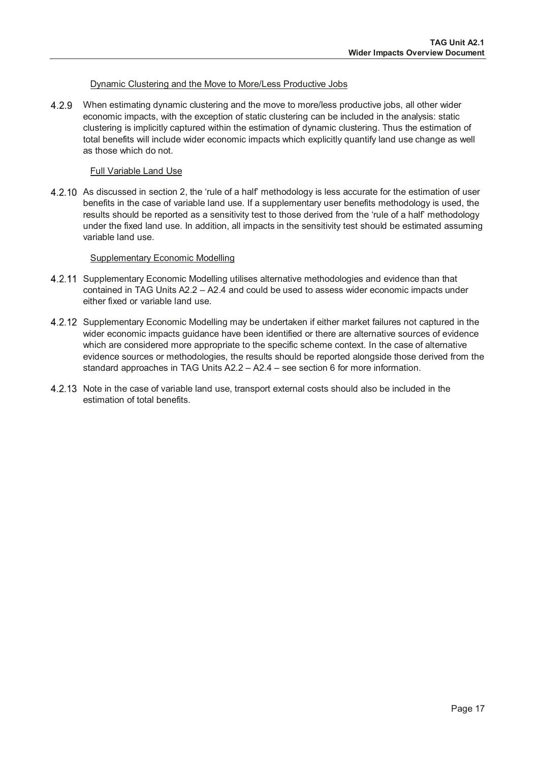Dynamic Clustering and the Move to More/Less Productive Jobs

4.2.9 When estimating dynamic clustering and the move to more/less productive jobs, all other wider economic impacts, with the exception of static clustering can be included in the analysis: static clustering is implicitly captured within the estimation of dynamic clustering. Thus the estimation of total benefits will include wider economic impacts which explicitly quantify land use change as well as those which do not.

Full Variable Land Use

4.2.10 As discussed in section 2, the 'rule of a half' methodology is less accurate for the estimation of user benefits in the case of variable land use. If a supplementary user benefits methodology is used, the results should be reported as a sensitivity test to those derived from the 'rule of a half' methodology under the fixed land use. In addition, all impacts in the sensitivity test should be estimated assuming variable land use.

Supplementary Economic Modelling

4.2.11 Supplementary Economic Modelling utilises alternative methodologies and evidence than that contained in TAG Units A2.2 – A2.4 and could be used to assess wider economic impacts under either fixed or variable land use.

4.2.12 Supplementary Economic Modelling may be undertaken if either market failures not captured in the wider economic impacts guidance have been identified or there are alternative sources of evidence which are considered more appropriate to the specific scheme context. In the case of alternative evidence sources or methodologies, the results should be reported alongside those derived from the standard approaches in TAG Units A2.2 – A2.4 – see section 6 for more information.

4.2.13 Note in the case of variable land use, transport external costs should also be included in the estimation of total benefits.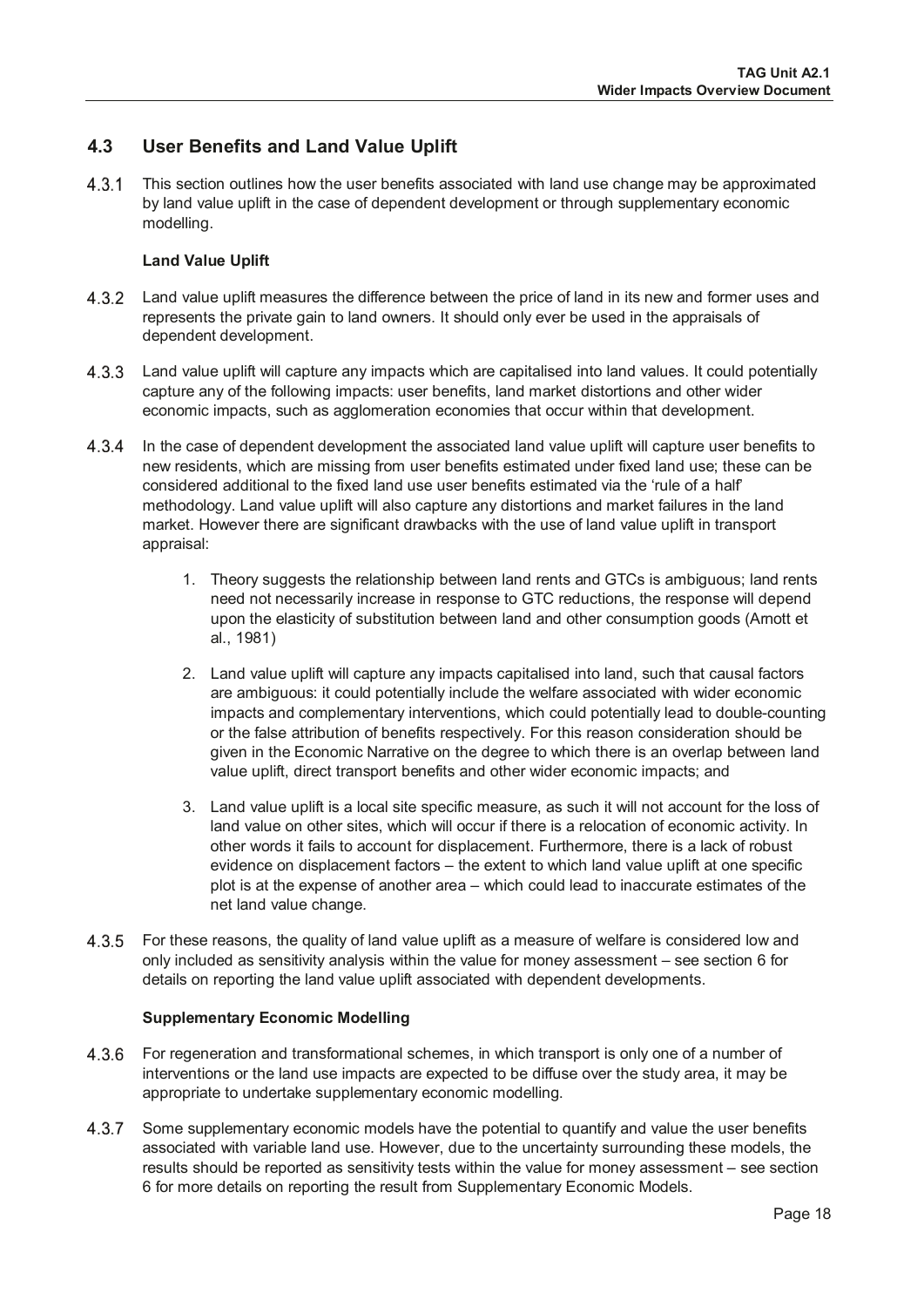## 4.3 User Benefits and Land Value Uplift

4.3.1 This section outlines how the user benefits associated with land use change may be approximated by land value uplift in the case of dependent development or through supplementary economic modelling.

**Land Value Uplift**

4.3.2 Land value uplift measures the difference between the price of land in its new and former uses and represents the private gain to land owners. It should only ever be used in the appraisals of dependent development.

4.3.3 Land value uplift will capture any impacts which are capitalised into land values. It could potentially capture any of the following impacts: user benefits, land market distortions and other wider economic impacts, such as agglomeration economies that occur within that development.

4.3.4 In the case of dependent development the associated land value uplift will capture user benefits to new residents, which are missing from user benefits estimated under fixed land use; these can be considered additional to the fixed land use user benefits estimated via the 'rule of a half' methodology. Land value uplift will also capture any distortions and market failures in the land market. However there are significant drawbacks with the use of land value uplift in transport appraisal:

1. Theory suggests the relationship between land rents and GTCs is ambiguous; land rents need not necessarily increase in response to GTC reductions, the response will depend upon the elasticity of substitution between land and other consumption goods (Arnott et al., 1981)

2. Land value uplift will capture any impacts capitalised into land, such that causal factors are ambiguous: it could potentially include the welfare associated with wider economic impacts and complementary interventions, which could potentially lead to double-counting or the false attribution of benefits respectively. For this reason consideration should be given in the Economic Narrative on the degree to which there is an overlap between land value uplift, direct transport benefits and other wider economic impacts; and

3. Land value uplift is a local site specific measure, as such it will not account for the loss of land value on other sites, which will occur if there is a relocation of economic activity. In other words it fails to account for displacement. Furthermore, there is a lack of robust evidence on displacement factors – the extent to which land value uplift at one specific plot is at the expense of another area – which could lead to inaccurate estimates of the net land value change.

4.3.5 For these reasons, the quality of land value uplift as a measure of welfare is considered low and only included as sensitivity analysis within the value for money assessment – see section 6 for details on reporting the land value uplift associated with dependent developments.

**Supplementary Economic Modelling**

4.3.6 For regeneration and transformational schemes, in which transport is only one of a number of interventions or the land use impacts are expected to be diffuse over the study area, it may be appropriate to undertake supplementary economic modelling.

4.3.7 Some supplementary economic models have the potential to quantify and value the user benefits associated with variable land use. However, due to the uncertainty surrounding these models, the results should be reported as sensitivity tests within the value for money assessment – see section 6 for more details on reporting the result from Supplementary Economic Models.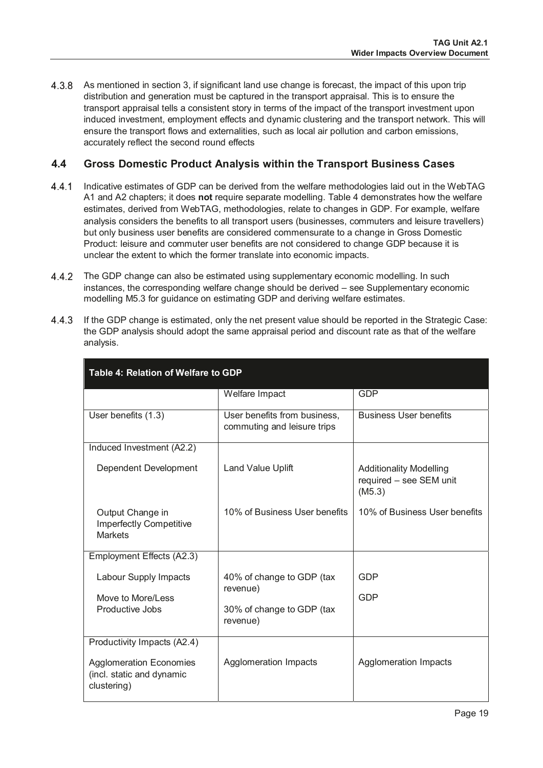4.3.8 As mentioned in section 3, if significant land use change is forecast, the impact of this upon trip distribution and generation must be captured in the transport appraisal. This is to ensure the transport appraisal tells a consistent story in terms of the impact of the transport investment upon induced investment, employment effects and dynamic clustering and the transport network. This will ensure the transport flows and externalities, such as local air pollution and carbon emissions, accurately reflect the second round effects

## 4.4 Gross Domestic Product Analysis within the Transport Business Cases

4.4.1 Indicative estimates of GDP can be derived from the welfare methodologies laid out in the WebTAG A1 and A2 chapters; it does **not** require separate modelling. Table 4 demonstrates how the welfare estimates, derived from WebTAG, methodologies, relate to changes in GDP. For example, welfare analysis considers the benefits to all transport users (businesses, commuters and leisure travellers) but only business user benefits are considered commensurate to a change in Gross Domestic Product: leisure and commuter user benefits are not considered to change GDP because it is unclear the extent to which the former translate into economic impacts.

4.4.2 The GDP change can also be estimated using supplementary economic modelling. In such instances, the corresponding welfare change should be derived – see Supplementary economic modelling M5.3 for guidance on estimating GDP and deriving welfare estimates.

4.4.3 If the GDP change is estimated, only the net present value should be reported in the Strategic Case: the GDP analysis should adopt the same appraisal period and discount rate as that of the welfare analysis.

**Table 4: Relation of Welfare to GDP**

| | Welfare Impact | GDP |
|---|---|---|
| User benefits (1.3) | User benefits from business, commuting and leisure trips | Business User benefits |
| Induced Investment (A2.2) | | |
| Dependent Development | Land Value Uplift | Additionality Modelling required – see SEM unit (M5.3) |
| Output Change in Imperfectly Competitive Markets | 10% of Business User benefits | 10% of Business User benefits |
| Employment Effects (A2.3) | | |
| Labour Supply Impacts | 40% of change to GDP (tax revenue) | GDP |
| Move to More/Less Productive Jobs | 30% of change to GDP (tax revenue) | GDP |
| Productivity Impacts (A2.4) | | |
| Agglomeration Economies (incl. static and dynamic clustering) | Agglomeration Impacts | Agglomeration Impacts |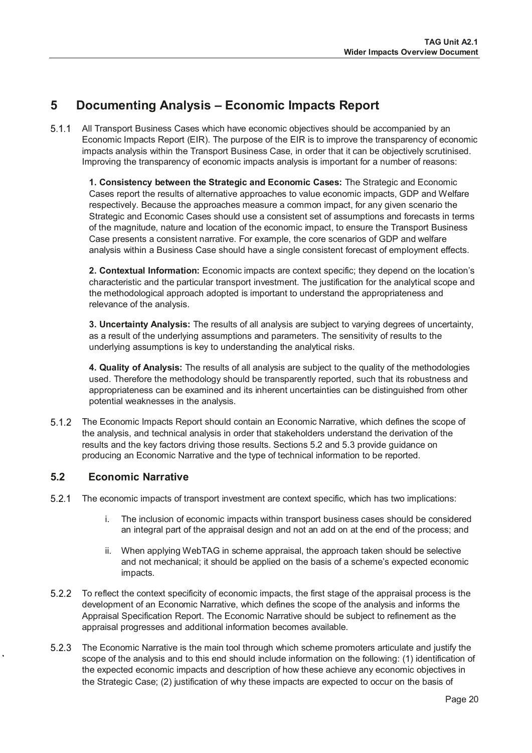# 5 Documenting Analysis – Economic Impacts Report

5.1.1 All Transport Business Cases which have economic objectives should be accompanied by an Economic Impacts Report (EIR). The purpose of the EIR is to improve the transparency of economic impacts analysis within the Transport Business Case, in order that it can be objectively scrutinised. Improving the transparency of economic impacts analysis is important for a number of reasons:

> **1. Consistency between the Strategic and Economic Cases:** The Strategic and Economic Cases report the results of alternative approaches to value economic impacts, GDP and Welfare respectively. Because the approaches measure a common impact, for any given scenario the Strategic and Economic Cases should use a consistent set of assumptions and forecasts in terms of the magnitude, nature and location of the economic impact, to ensure the Transport Business Case presents a consistent narrative. For example, the core scenarios of GDP and welfare analysis within a Business Case should have a single consistent forecast of employment effects.
>
> **2. Contextual Information:** Economic impacts are context specific; they depend on the location's characteristic and the particular transport investment. The justification for the analytical scope and the methodological approach adopted is important to understand the appropriateness and relevance of the analysis.
>
> **3. Uncertainty Analysis:** The results of all analysis are subject to varying degrees of uncertainty, as a result of the underlying assumptions and parameters. The sensitivity of results to the underlying assumptions is key to understanding the analytical risks.
>
> **4. Quality of Analysis:** The results of all analysis are subject to the quality of the methodologies used. Therefore the methodology should be transparently reported, such that its robustness and appropriateness can be examined and its inherent uncertainties can be distinguished from other potential weaknesses in the analysis.

5.1.2 The Economic Impacts Report should contain an Economic Narrative, which defines the scope of the analysis, and technical analysis in order that stakeholders understand the derivation of the results and the key factors driving those results. Sections 5.2 and 5.3 provide guidance on producing an Economic Narrative and the type of technical information to be reported.

## 5.2 Economic Narrative

5.2.1 The economic impacts of transport investment are context specific, which has two implications:

> i. The inclusion of economic impacts within transport business cases should be considered an integral part of the appraisal design and not an add on at the end of the process; and
>
> ii. When applying WebTAG in scheme appraisal, the approach taken should be selective and not mechanical; it should be applied on the basis of a scheme's expected economic impacts.

5.2.2 To reflect the context specificity of economic impacts, the first stage of the appraisal process is the development of an Economic Narrative, which defines the scope of the analysis and informs the Appraisal Specification Report. The Economic Narrative should be subject to refinement as the appraisal progresses and additional information becomes available.

5.2.3 The Economic Narrative is the main tool through which scheme promoters articulate and justify the scope of the analysis and to this end should include information on the following: (1) identification of the expected economic impacts and description of how these achieve any economic objectives in the Strategic Case; (2) justification of why these impacts are expected to occur on the basis of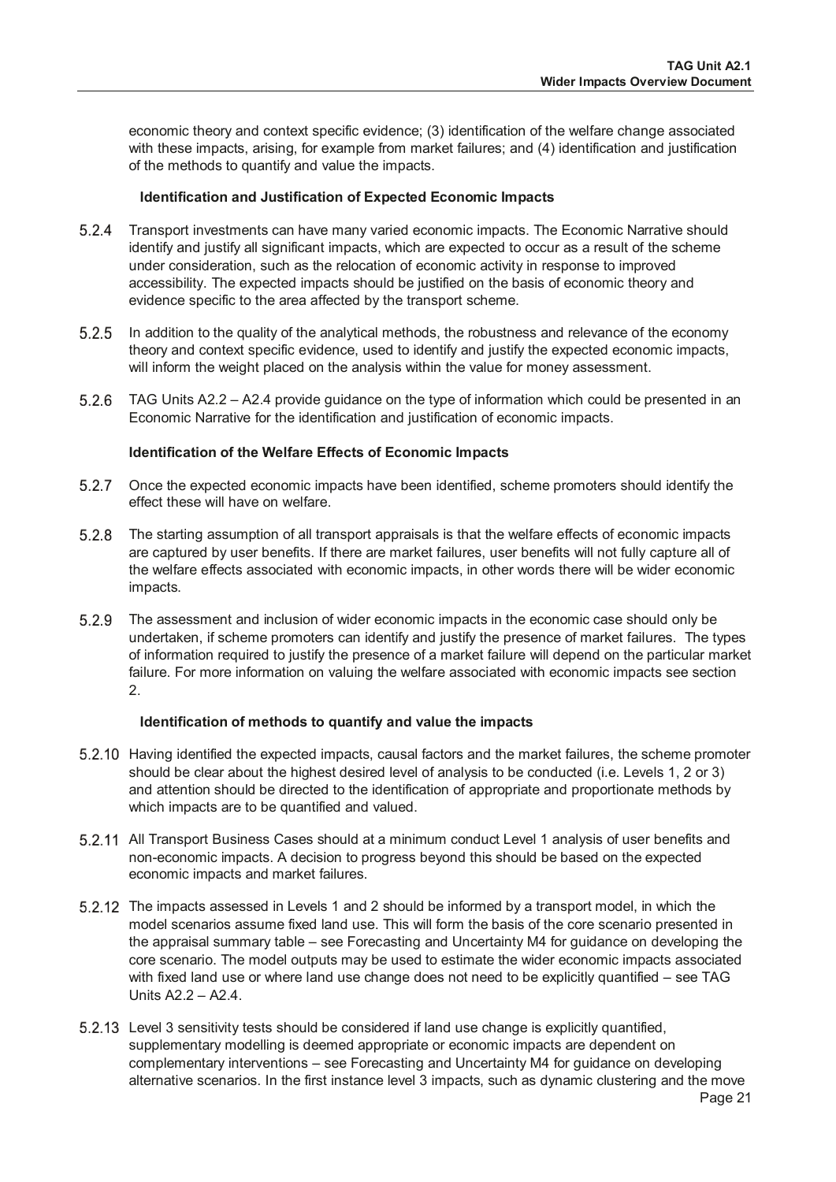economic theory and context specific evidence; (3) identification of the welfare change associated with these impacts, arising, for example from market failures; and (4) identification and justification of the methods to quantify and value the impacts.

**Identification and Justification of Expected Economic Impacts**

5.2.4 Transport investments can have many varied economic impacts. The Economic Narrative should identify and justify all significant impacts, which are expected to occur as a result of the scheme under consideration, such as the relocation of economic activity in response to improved accessibility. The expected impacts should be justified on the basis of economic theory and evidence specific to the area affected by the transport scheme.

5.2.5 In addition to the quality of the analytical methods, the robustness and relevance of the economy theory and context specific evidence, used to identify and justify the expected economic impacts, will inform the weight placed on the analysis within the value for money assessment.

5.2.6 TAG Units A2.2 – A2.4 provide guidance on the type of information which could be presented in an Economic Narrative for the identification and justification of economic impacts.

**Identification of the Welfare Effects of Economic Impacts**

5.2.7 Once the expected economic impacts have been identified, scheme promoters should identify the effect these will have on welfare.

5.2.8 The starting assumption of all transport appraisals is that the welfare effects of economic impacts are captured by user benefits. If there are market failures, user benefits will not fully capture all of the welfare effects associated with economic impacts, in other words there will be wider economic impacts.

5.2.9 The assessment and inclusion of wider economic impacts in the economic case should only be undertaken, if scheme promoters can identify and justify the presence of market failures. The types of information required to justify the presence of a market failure will depend on the particular market failure. For more information on valuing the welfare associated with economic impacts see section 2.

**Identification of methods to quantify and value the impacts**

5.2.10 Having identified the expected impacts, causal factors and the market failures, the scheme promoter should be clear about the highest desired level of analysis to be conducted (i.e. Levels 1, 2 or 3) and attention should be directed to the identification of appropriate and proportionate methods by which impacts are to be quantified and valued.

5.2.11 All Transport Business Cases should at a minimum conduct Level 1 analysis of user benefits and non-economic impacts. A decision to progress beyond this should be based on the expected economic impacts and market failures.

5.2.12 The impacts assessed in Levels 1 and 2 should be informed by a transport model, in which the model scenarios assume fixed land use. This will form the basis of the core scenario presented in the appraisal summary table – see Forecasting and Uncertainty M4 for guidance on developing the core scenario. The model outputs may be used to estimate the wider economic impacts associated with fixed land use or where land use change does not need to be explicitly quantified – see TAG Units A2.2 – A2.4.

5.2.13 Level 3 sensitivity tests should be considered if land use change is explicitly quantified, supplementary modelling is deemed appropriate or economic impacts are dependent on complementary interventions – see Forecasting and Uncertainty M4 for guidance on developing alternative scenarios. In the first instance level 3 impacts, such as dynamic clustering and the move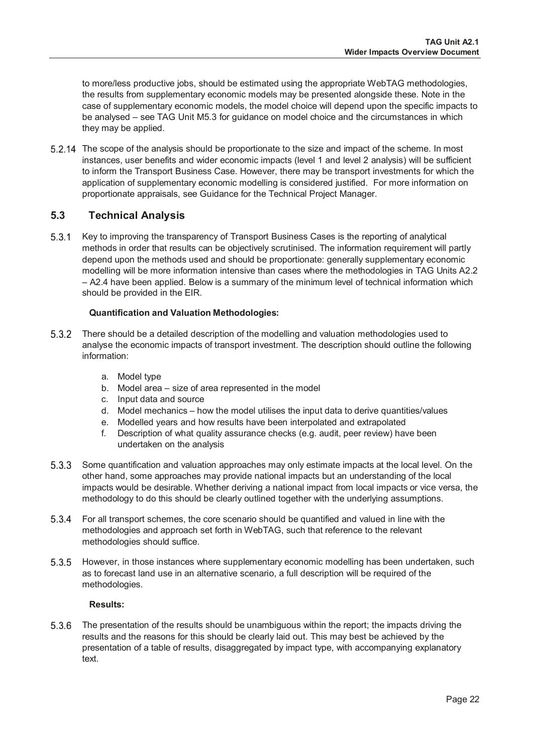to more/less productive jobs, should be estimated using the appropriate WebTAG methodologies, the results from supplementary economic models may be presented alongside these. Note in the case of supplementary economic models, the model choice will depend upon the specific impacts to be analysed – see TAG Unit M5.3 for guidance on model choice and the circumstances in which they may be applied.

5.2.14 The scope of the analysis should be proportionate to the size and impact of the scheme. In most instances, user benefits and wider economic impacts (level 1 and level 2 analysis) will be sufficient to inform the Transport Business Case. However, there may be transport investments for which the application of supplementary economic modelling is considered justified. For more information on proportionate appraisals, see Guidance for the Technical Project Manager.

## 5.3 Technical Analysis

5.3.1 Key to improving the transparency of Transport Business Cases is the reporting of analytical methods in order that results can be objectively scrutinised. The information requirement will partly depend upon the methods used and should be proportionate: generally supplementary economic modelling will be more information intensive than cases where the methodologies in TAG Units A2.2 – A2.4 have been applied. Below is a summary of the minimum level of technical information which should be provided in the EIR.

**Quantification and Valuation Methodologies:**

5.3.2 There should be a detailed description of the modelling and valuation methodologies used to analyse the economic impacts of transport investment. The description should outline the following information:

a. Model type
b. Model area – size of area represented in the model
c. Input data and source
d. Model mechanics – how the model utilises the input data to derive quantities/values
e. Modelled years and how results have been interpolated and extrapolated
f. Description of what quality assurance checks (e.g. audit, peer review) have been undertaken on the analysis

5.3.3 Some quantification and valuation approaches may only estimate impacts at the local level. On the other hand, some approaches may provide national impacts but an understanding of the local impacts would be desirable. Whether deriving a national impact from local impacts or vice versa, the methodology to do this should be clearly outlined together with the underlying assumptions.

5.3.4 For all transport schemes, the core scenario should be quantified and valued in line with the methodologies and approach set forth in WebTAG, such that reference to the relevant methodologies should suffice.

5.3.5 However, in those instances where supplementary economic modelling has been undertaken, such as to forecast land use in an alternative scenario, a full description will be required of the methodologies.

**Results:**

5.3.6 The presentation of the results should be unambiguous within the report; the impacts driving the results and the reasons for this should be clearly laid out. This may best be achieved by the presentation of a table of results, disaggregated by impact type, with accompanying explanatory text.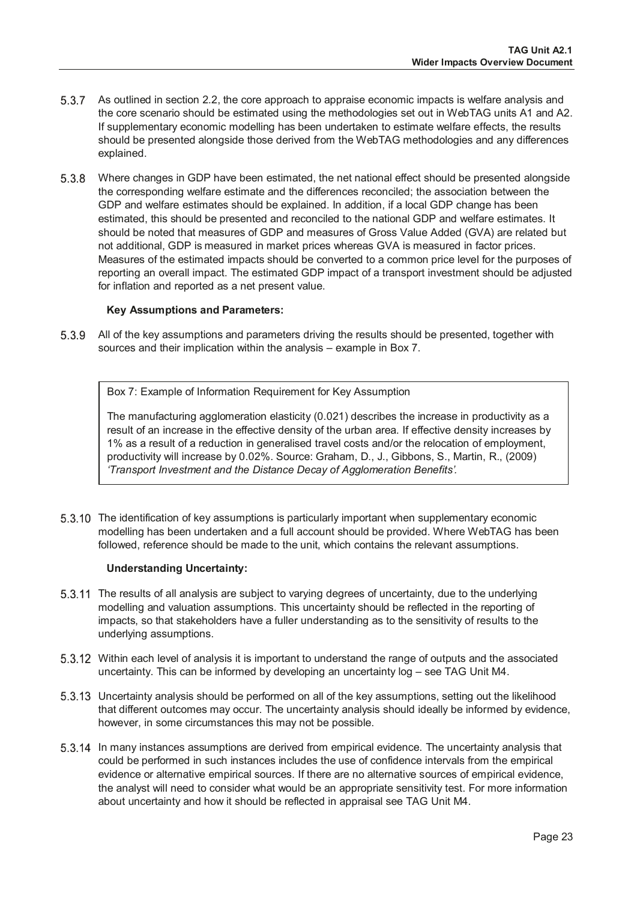5.3.7 As outlined in section 2.2, the core approach to appraise economic impacts is welfare analysis and the core scenario should be estimated using the methodologies set out in WebTAG units A1 and A2. If supplementary economic modelling has been undertaken to estimate welfare effects, the results should be presented alongside those derived from the WebTAG methodologies and any differences explained.

5.3.8 Where changes in GDP have been estimated, the net national effect should be presented alongside the corresponding welfare estimate and the differences reconciled; the association between the GDP and welfare estimates should be explained. In addition, if a local GDP change has been estimated, this should be presented and reconciled to the national GDP and welfare estimates. It should be noted that measures of GDP and measures of Gross Value Added (GVA) are related but not additional, GDP is measured in market prices whereas GVA is measured in factor prices. Measures of the estimated impacts should be converted to a common price level for the purposes of reporting an overall impact. The estimated GDP impact of a transport investment should be adjusted for inflation and reported as a net present value.

**Key Assumptions and Parameters:**

5.3.9 All of the key assumptions and parameters driving the results should be presented, together with sources and their implication within the analysis – example in Box 7.

> Box 7: Example of Information Requirement for Key Assumption
>
> The manufacturing agglomeration elasticity (0.021) describes the increase in productivity as a result of an increase in the effective density of the urban area. If effective density increases by 1% as a result of a reduction in generalised travel costs and/or the relocation of employment, productivity will increase by 0.02%. Source: Graham, D., J., Gibbons, S., Martin, R., (2009) *'Transport Investment and the Distance Decay of Agglomeration Benefits'.*

5.3.10 The identification of key assumptions is particularly important when supplementary economic modelling has been undertaken and a full account should be provided. Where WebTAG has been followed, reference should be made to the unit, which contains the relevant assumptions.

**Understanding Uncertainty:**

5.3.11 The results of all analysis are subject to varying degrees of uncertainty, due to the underlying modelling and valuation assumptions. This uncertainty should be reflected in the reporting of impacts, so that stakeholders have a fuller understanding as to the sensitivity of results to the underlying assumptions.

5.3.12 Within each level of analysis it is important to understand the range of outputs and the associated uncertainty. This can be informed by developing an uncertainty log – see TAG Unit M4.

5.3.13 Uncertainty analysis should be performed on all of the key assumptions, setting out the likelihood that different outcomes may occur. The uncertainty analysis should ideally be informed by evidence, however, in some circumstances this may not be possible.

5.3.14 In many instances assumptions are derived from empirical evidence. The uncertainty analysis that could be performed in such instances includes the use of confidence intervals from the empirical evidence or alternative empirical sources. If there are no alternative sources of empirical evidence, the analyst will need to consider what would be an appropriate sensitivity test. For more information about uncertainty and how it should be reflected in appraisal see TAG Unit M4.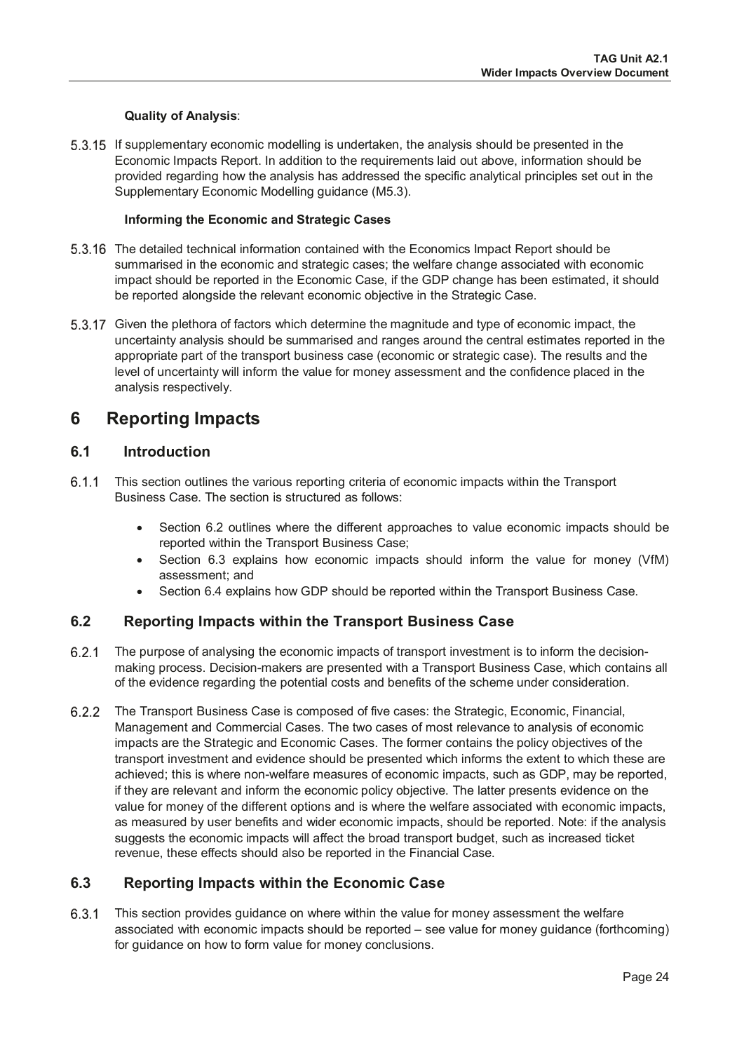**Quality of Analysis**:

5.3.15 If supplementary economic modelling is undertaken, the analysis should be presented in the Economic Impacts Report. In addition to the requirements laid out above, information should be provided regarding how the analysis has addressed the specific analytical principles set out in the Supplementary Economic Modelling guidance (M5.3).

**Informing the Economic and Strategic Cases**

5.3.16 The detailed technical information contained with the Economics Impact Report should be summarised in the economic and strategic cases; the welfare change associated with economic impact should be reported in the Economic Case, if the GDP change has been estimated, it should be reported alongside the relevant economic objective in the Strategic Case.

5.3.17 Given the plethora of factors which determine the magnitude and type of economic impact, the uncertainty analysis should be summarised and ranges around the central estimates reported in the appropriate part of the transport business case (economic or strategic case). The results and the level of uncertainty will inform the value for money assessment and the confidence placed in the analysis respectively.

# 6 Reporting Impacts

## 6.1 Introduction

6.1.1 This section outlines the various reporting criteria of economic impacts within the Transport Business Case. The section is structured as follows:

- Section 6.2 outlines where the different approaches to value economic impacts should be reported within the Transport Business Case;
- Section 6.3 explains how economic impacts should inform the value for money (VfM) assessment; and
- Section 6.4 explains how GDP should be reported within the Transport Business Case.

## 6.2 Reporting Impacts within the Transport Business Case

6.2.1 The purpose of analysing the economic impacts of transport investment is to inform the decision-making process. Decision-makers are presented with a Transport Business Case, which contains all of the evidence regarding the potential costs and benefits of the scheme under consideration.

6.2.2 The Transport Business Case is composed of five cases: the Strategic, Economic, Financial, Management and Commercial Cases. The two cases of most relevance to analysis of economic impacts are the Strategic and Economic Cases. The former contains the policy objectives of the transport investment and evidence should be presented which informs the extent to which these are achieved; this is where non-welfare measures of economic impacts, such as GDP, may be reported, if they are relevant and inform the economic policy objective. The latter presents evidence on the value for money of the different options and is where the welfare associated with economic impacts, as measured by user benefits and wider economic impacts, should be reported. Note: if the analysis suggests the economic impacts will affect the broad transport budget, such as increased ticket revenue, these effects should also be reported in the Financial Case.

## 6.3 Reporting Impacts within the Economic Case

6.3.1 This section provides guidance on where within the value for money assessment the welfare associated with economic impacts should be reported – see value for money guidance (forthcoming) for guidance on how to form value for money conclusions.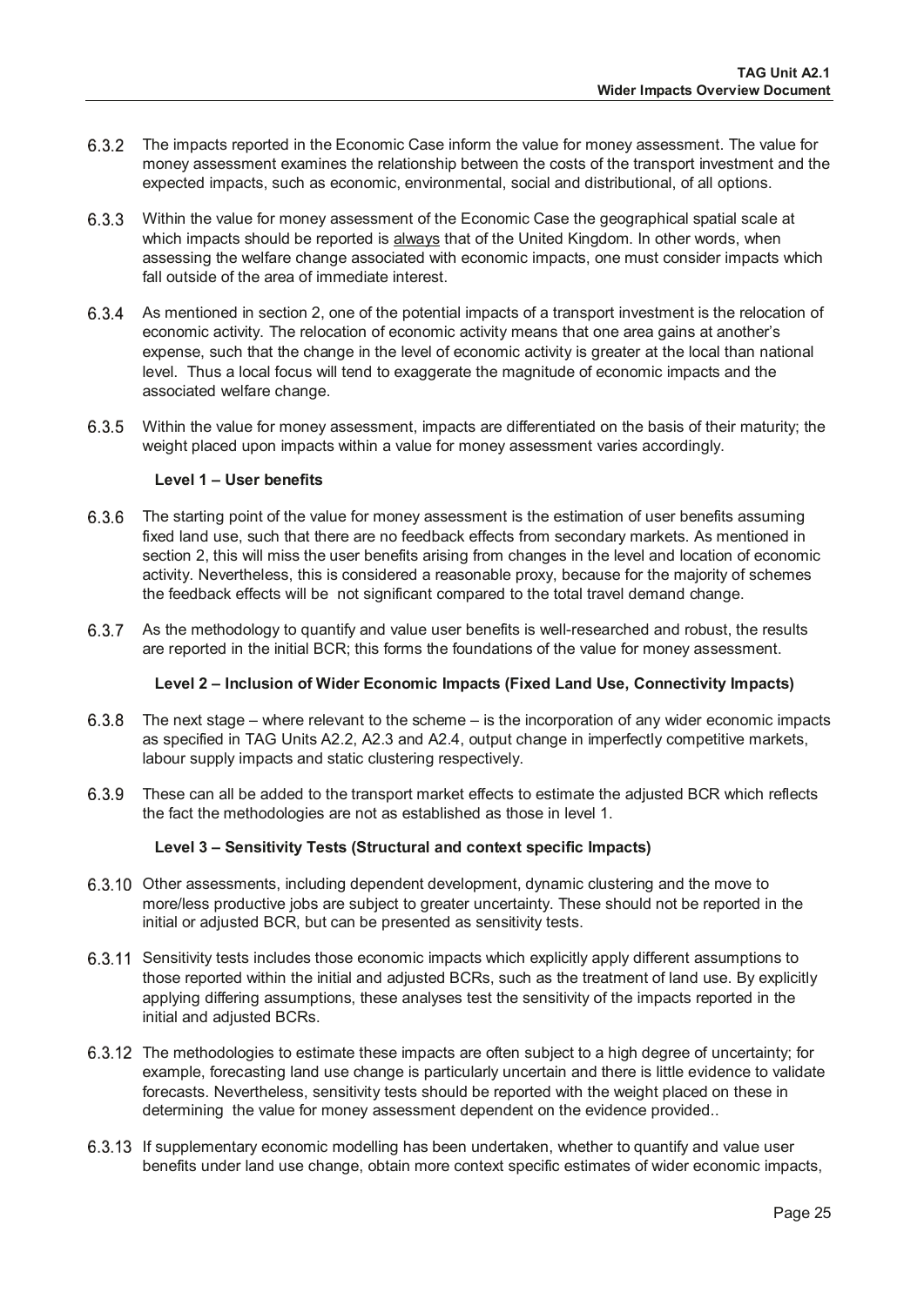6.3.2 The impacts reported in the Economic Case inform the value for money assessment. The value for money assessment examines the relationship between the costs of the transport investment and the expected impacts, such as economic, environmental, social and distributional, of all options.

6.3.3 Within the value for money assessment of the Economic Case the geographical spatial scale at which impacts should be reported is always that of the United Kingdom. In other words, when assessing the welfare change associated with economic impacts, one must consider impacts which fall outside of the area of immediate interest.

6.3.4 As mentioned in section 2, one of the potential impacts of a transport investment is the relocation of economic activity. The relocation of economic activity means that one area gains at another's expense, such that the change in the level of economic activity is greater at the local than national level. Thus a local focus will tend to exaggerate the magnitude of economic impacts and the associated welfare change.

6.3.5 Within the value for money assessment, impacts are differentiated on the basis of their maturity; the weight placed upon impacts within a value for money assessment varies accordingly.

**Level 1 – User benefits**

6.3.6 The starting point of the value for money assessment is the estimation of user benefits assuming fixed land use, such that there are no feedback effects from secondary markets. As mentioned in section 2, this will miss the user benefits arising from changes in the level and location of economic activity. Nevertheless, this is considered a reasonable proxy, because for the majority of schemes the feedback effects will be not significant compared to the total travel demand change.

6.3.7 As the methodology to quantify and value user benefits is well-researched and robust, the results are reported in the initial BCR; this forms the foundations of the value for money assessment.

**Level 2 – Inclusion of Wider Economic Impacts (Fixed Land Use, Connectivity Impacts)**

6.3.8 The next stage – where relevant to the scheme – is the incorporation of any wider economic impacts as specified in TAG Units A2.2, A2.3 and A2.4, output change in imperfectly competitive markets, labour supply impacts and static clustering respectively.

6.3.9 These can all be added to the transport market effects to estimate the adjusted BCR which reflects the fact the methodologies are not as established as those in level 1.

**Level 3 – Sensitivity Tests (Structural and context specific Impacts)**

6.3.10 Other assessments, including dependent development, dynamic clustering and the move to more/less productive jobs are subject to greater uncertainty. These should not be reported in the initial or adjusted BCR, but can be presented as sensitivity tests.

6.3.11 Sensitivity tests includes those economic impacts which explicitly apply different assumptions to those reported within the initial and adjusted BCRs, such as the treatment of land use. By explicitly applying differing assumptions, these analyses test the sensitivity of the impacts reported in the initial and adjusted BCRs.

6.3.12 The methodologies to estimate these impacts are often subject to a high degree of uncertainty; for example, forecasting land use change is particularly uncertain and there is little evidence to validate forecasts. Nevertheless, sensitivity tests should be reported with the weight placed on these in determining the value for money assessment dependent on the evidence provided..

6.3.13 If supplementary economic modelling has been undertaken, whether to quantify and value user benefits under land use change, obtain more context specific estimates of wider economic impacts,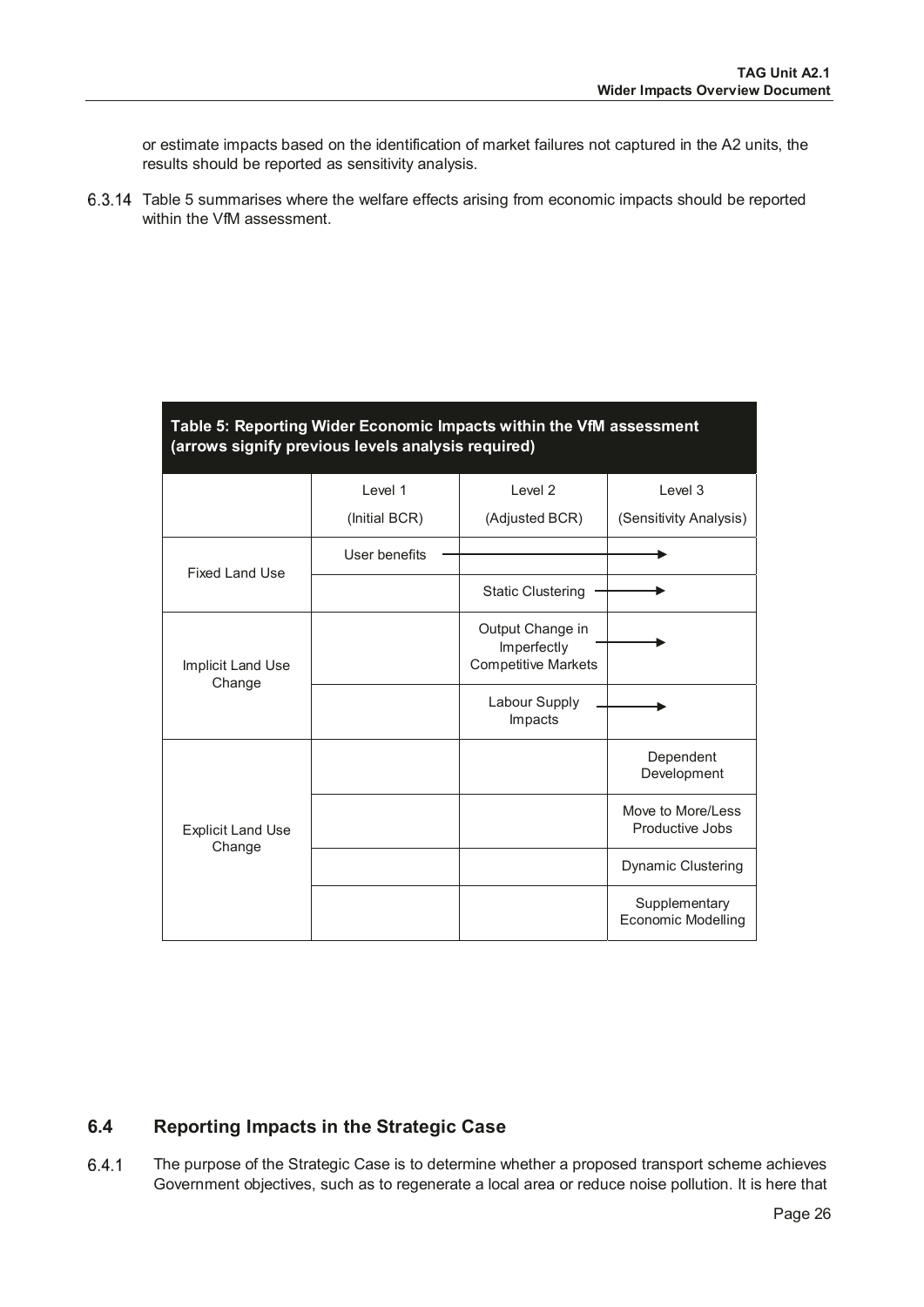or estimate impacts based on the identification of market failures not captured in the A2 units, the results should be reported as sensitivity analysis.

6.3.14 Table 5 summarises where the welfare effects arising from economic impacts should be reported within the VfM assessment.

**Table 5: Reporting Wider Economic Impacts within the VfM assessment (arrows signify previous levels analysis required)**

| | Level 1 (Initial BCR) | Level 2 (Adjusted BCR) | Level 3 (Sensitivity Analysis) |
|---|---|---|---|
| Fixed Land Use | User benefits → | → | → |
| | | Static Clustering → | → |
| Implicit Land Use Change | | Output Change in Imperfectly Competitive Markets → | → |
| | | Labour Supply Impacts → | → |
| Explicit Land Use Change | | | Dependent Development |
| | | | Move to More/Less Productive Jobs |
| | | | Dynamic Clustering |
| | | | Supplementary Economic Modelling |

## 6.4 Reporting Impacts in the Strategic Case

6.4.1 The purpose of the Strategic Case is to determine whether a proposed transport scheme achieves Government objectives, such as to regenerate a local area or reduce noise pollution. It is here that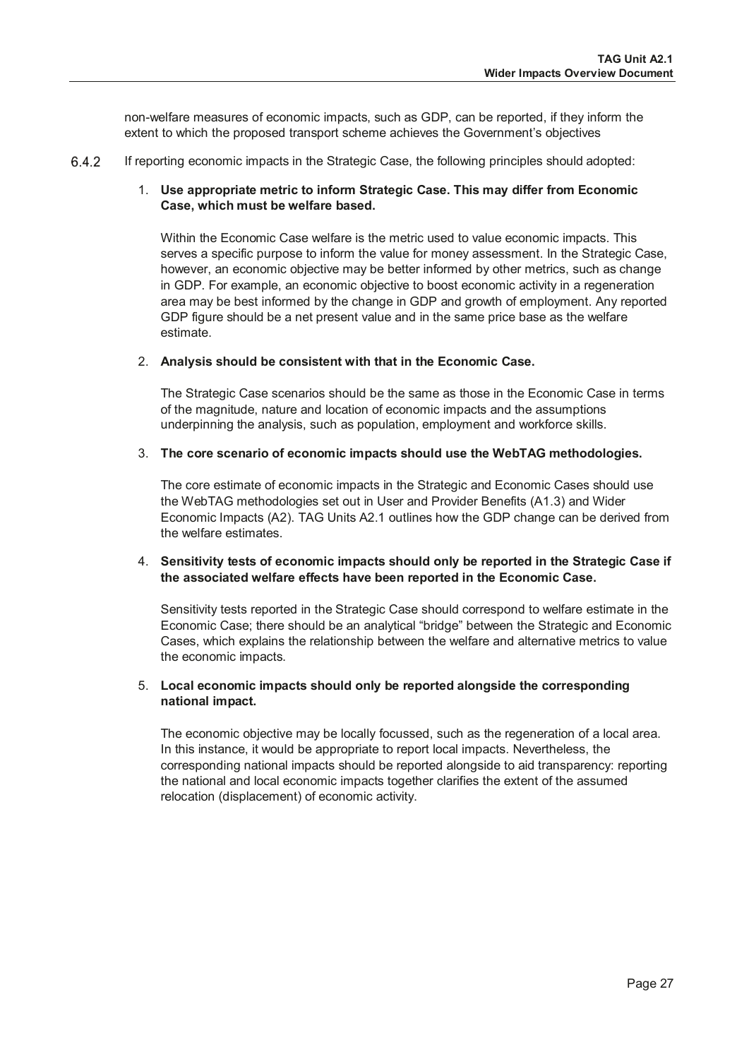non-welfare measures of economic impacts, such as GDP, can be reported, if they inform the extent to which the proposed transport scheme achieves the Government's objectives

6.4.2 If reporting economic impacts in the Strategic Case, the following principles should adopted:

1. **Use appropriate metric to inform Strategic Case. This may differ from Economic Case, which must be welfare based.**

   Within the Economic Case welfare is the metric used to value economic impacts. This serves a specific purpose to inform the value for money assessment. In the Strategic Case, however, an economic objective may be better informed by other metrics, such as change in GDP. For example, an economic objective to boost economic activity in a regeneration area may be best informed by the change in GDP and growth of employment. Any reported GDP figure should be a net present value and in the same price base as the welfare estimate.

2. **Analysis should be consistent with that in the Economic Case.**

   The Strategic Case scenarios should be the same as those in the Economic Case in terms of the magnitude, nature and location of economic impacts and the assumptions underpinning the analysis, such as population, employment and workforce skills.

3. **The core scenario of economic impacts should use the WebTAG methodologies.**

   The core estimate of economic impacts in the Strategic and Economic Cases should use the WebTAG methodologies set out in User and Provider Benefits (A1.3) and Wider Economic Impacts (A2). TAG Units A2.1 outlines how the GDP change can be derived from the welfare estimates.

4. **Sensitivity tests of economic impacts should only be reported in the Strategic Case if the associated welfare effects have been reported in the Economic Case.**

   Sensitivity tests reported in the Strategic Case should correspond to welfare estimate in the Economic Case; there should be an analytical "bridge" between the Strategic and Economic Cases, which explains the relationship between the welfare and alternative metrics to value the economic impacts.

5. **Local economic impacts should only be reported alongside the corresponding national impact.**

   The economic objective may be locally focussed, such as the regeneration of a local area. In this instance, it would be appropriate to report local impacts. Nevertheless, the corresponding national impacts should be reported alongside to aid transparency: reporting the national and local economic impacts together clarifies the extent of the assumed relocation (displacement) of economic activity.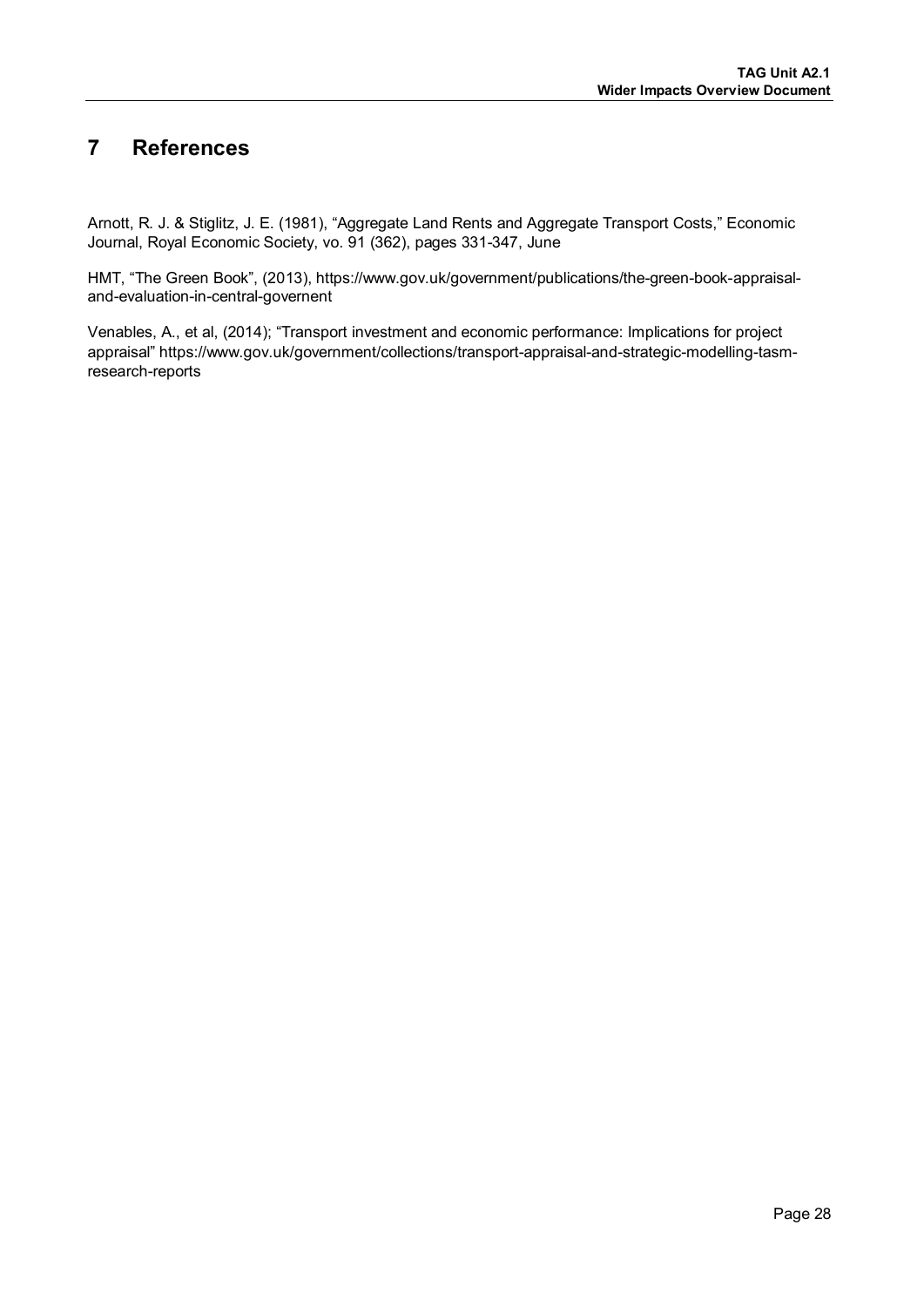# 7 References

Arnott, R. J. & Stiglitz, J. E. (1981), "Aggregate Land Rents and Aggregate Transport Costs," Economic Journal, Royal Economic Society, vo. 91 (362), pages 331-347, June

HMT, "The Green Book", (2013), https://www.gov.uk/government/publications/the-green-book-appraisal-and-evaluation-in-central-governent

Venables, A., et al, (2014); "Transport investment and economic performance: Implications for project appraisal" https://www.gov.uk/government/collections/transport-appraisal-and-strategic-modelling-tasm-research-reports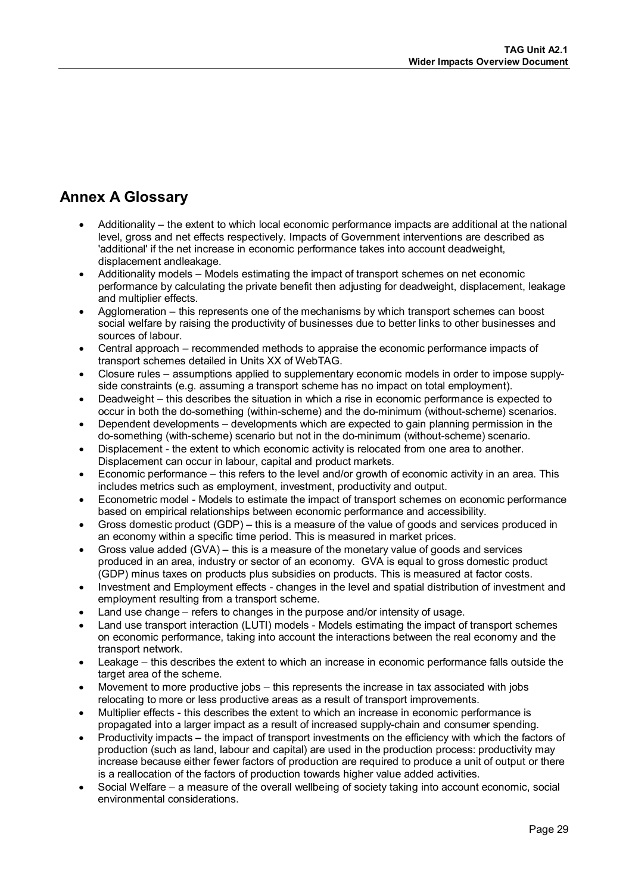## Annex A Glossary

- Additionality – the extent to which local economic performance impacts are additional at the national level, gross and net effects respectively. Impacts of Government interventions are described as 'additional' if the net increase in economic performance takes into account deadweight, displacement andleakage.
- Additionality models – Models estimating the impact of transport schemes on net economic performance by calculating the private benefit then adjusting for deadweight, displacement, leakage and multiplier effects.
- Agglomeration – this represents one of the mechanisms by which transport schemes can boost social welfare by raising the productivity of businesses due to better links to other businesses and sources of labour.
- Central approach – recommended methods to appraise the economic performance impacts of transport schemes detailed in Units XX of WebTAG.
- Closure rules – assumptions applied to supplementary economic models in order to impose supply-side constraints (e.g. assuming a transport scheme has no impact on total employment).
- Deadweight – this describes the situation in which a rise in economic performance is expected to occur in both the do-something (within-scheme) and the do-minimum (without-scheme) scenarios.
- Dependent developments – developments which are expected to gain planning permission in the do-something (with-scheme) scenario but not in the do-minimum (without-scheme) scenario.
- Displacement - the extent to which economic activity is relocated from one area to another. Displacement can occur in labour, capital and product markets.
- Economic performance – this refers to the level and/or growth of economic activity in an area. This includes metrics such as employment, investment, productivity and output.
- Econometric model - Models to estimate the impact of transport schemes on economic performance based on empirical relationships between economic performance and accessibility.
- Gross domestic product (GDP) – this is a measure of the value of goods and services produced in an economy within a specific time period. This is measured in market prices.
- Gross value added (GVA) – this is a measure of the monetary value of goods and services produced in an area, industry or sector of an economy. GVA is equal to gross domestic product (GDP) minus taxes on products plus subsidies on products. This is measured at factor costs.
- Investment and Employment effects - changes in the level and spatial distribution of investment and employment resulting from a transport scheme.
- Land use change – refers to changes in the purpose and/or intensity of usage.
- Land use transport interaction (LUTI) models - Models estimating the impact of transport schemes on economic performance, taking into account the interactions between the real economy and the transport network.
- Leakage – this describes the extent to which an increase in economic performance falls outside the target area of the scheme.
- Movement to more productive jobs – this represents the increase in tax associated with jobs relocating to more or less productive areas as a result of transport improvements.
- Multiplier effects - this describes the extent to which an increase in economic performance is propagated into a larger impact as a result of increased supply-chain and consumer spending.
- Productivity impacts – the impact of transport investments on the efficiency with which the factors of production (such as land, labour and capital) are used in the production process: productivity may increase because either fewer factors of production are required to produce a unit of output or there is a reallocation of the factors of production towards higher value added activities.
- Social Welfare – a measure of the overall wellbeing of society taking into account economic, social environmental considerations.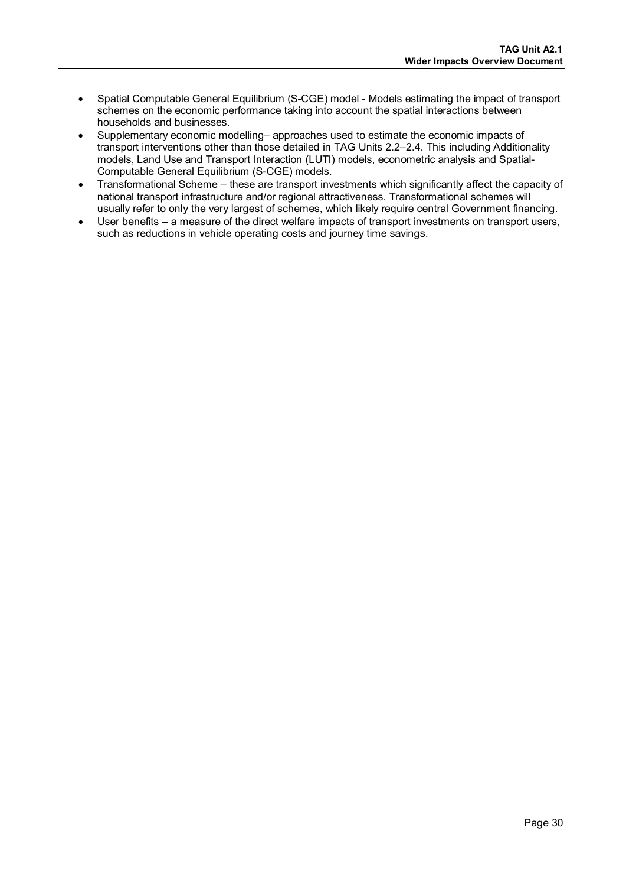- Spatial Computable General Equilibrium (S-CGE) model - Models estimating the impact of transport schemes on the economic performance taking into account the spatial interactions between households and businesses.
- Supplementary economic modelling– approaches used to estimate the economic impacts of transport interventions other than those detailed in TAG Units 2.2–2.4. This including Additionality models, Land Use and Transport Interaction (LUTI) models, econometric analysis and Spatial-Computable General Equilibrium (S-CGE) models.
- Transformational Scheme – these are transport investments which significantly affect the capacity of national transport infrastructure and/or regional attractiveness. Transformational schemes will usually refer to only the very largest of schemes, which likely require central Government financing.
- User benefits – a measure of the direct welfare impacts of transport investments on transport users, such as reductions in vehicle operating costs and journey time savings.